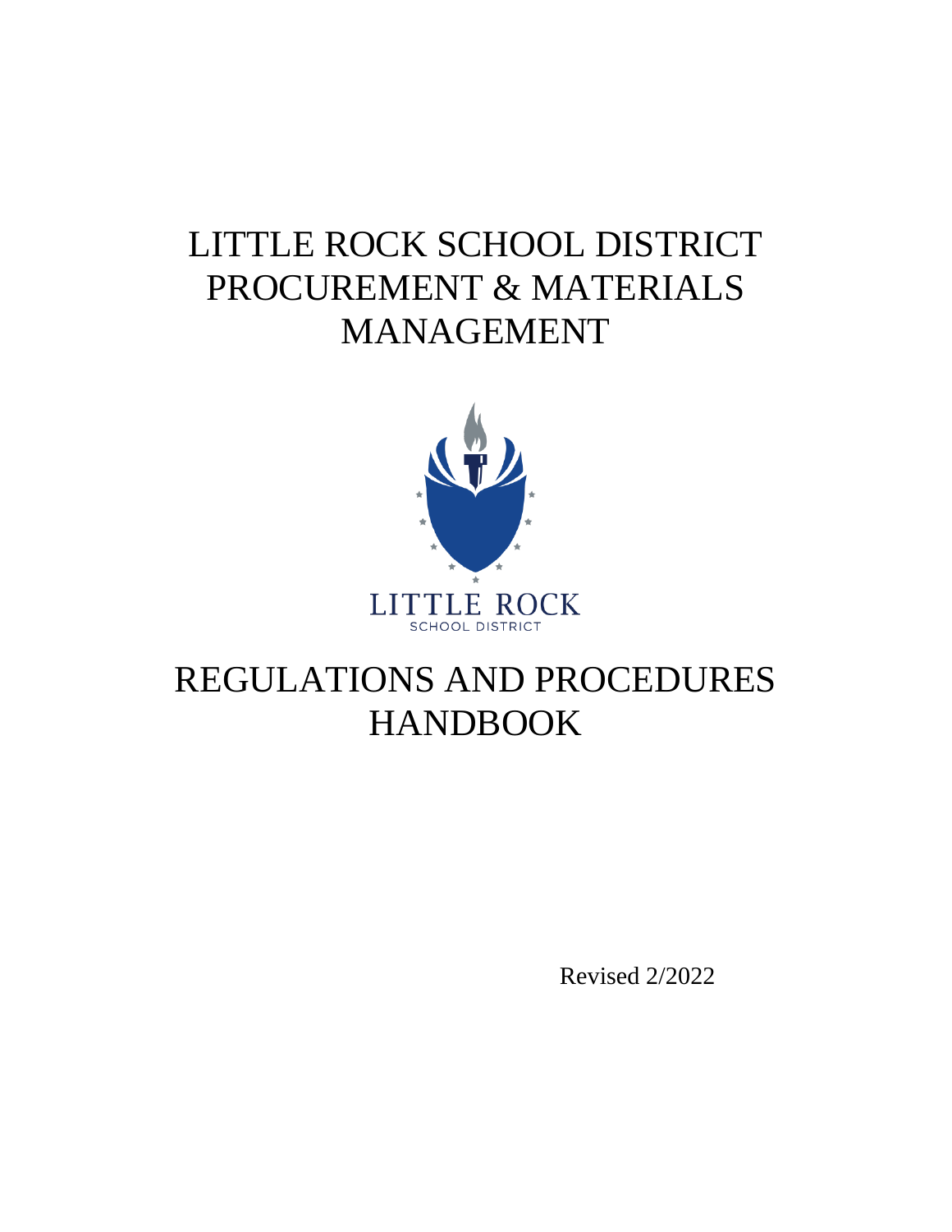# LITTLE ROCK SCHOOL DISTRICT PROCUREMENT & MATERIALS MANAGEMENT

LITTLE ROCK
SCHOOL DISTRICT

# REGULATIONS AND PROCEDURES HANDBOOK

Revised 2/2022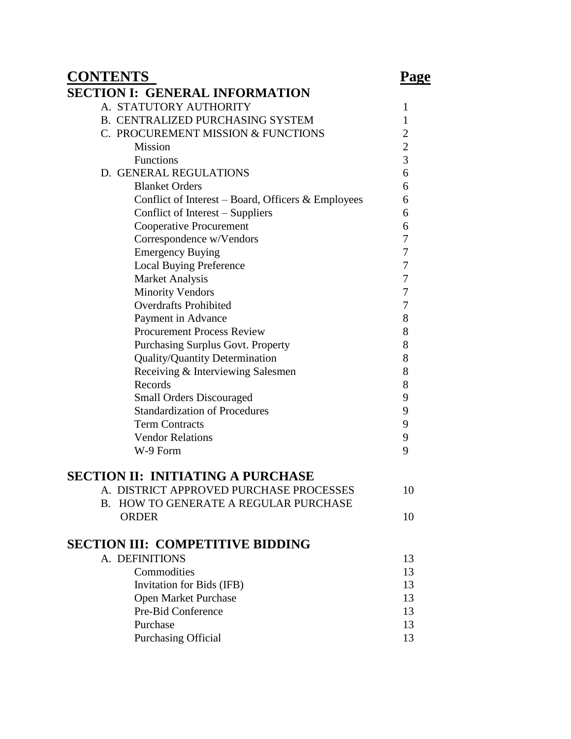| **CONTENTS** | **Page** |
|---|---|
| **SECTION I: GENERAL INFORMATION** | |
| A. STATUTORY AUTHORITY | 1 |
| B. CENTRALIZED PURCHASING SYSTEM | 1 |
| C. PROCUREMENT MISSION & FUNCTIONS | 2 |
| Mission | 2 |
| Functions | 3 |
| D. GENERAL REGULATIONS | 6 |
| Blanket Orders | 6 |
| Conflict of Interest – Board, Officers & Employees | 6 |
| Conflict of Interest – Suppliers | 6 |
| Cooperative Procurement | 6 |
| Correspondence w/Vendors | 7 |
| Emergency Buying | 7 |
| Local Buying Preference | 7 |
| Market Analysis | 7 |
| Minority Vendors | 7 |
| Overdrafts Prohibited | 7 |
| Payment in Advance | 8 |
| Procurement Process Review | 8 |
| Purchasing Surplus Govt. Property | 8 |
| Quality/Quantity Determination | 8 |
| Receiving & Interviewing Salesmen | 8 |
| Records | 8 |
| Small Orders Discouraged | 9 |
| Standardization of Procedures | 9 |
| Term Contracts | 9 |
| Vendor Relations | 9 |
| W-9 Form | 9 |
| **SECTION II: INITIATING A PURCHASE** | |
| A. DISTRICT APPROVED PURCHASE PROCESSES | 10 |
| B. HOW TO GENERATE A REGULAR PURCHASE ORDER | 10 |
| **SECTION III: COMPETITIVE BIDDING** | |
| A. DEFINITIONS | 13 |
| Commodities | 13 |
| Invitation for Bids (IFB) | 13 |
| Open Market Purchase | 13 |
| Pre-Bid Conference | 13 |
| Purchase | 13 |
| Purchasing Official | 13 |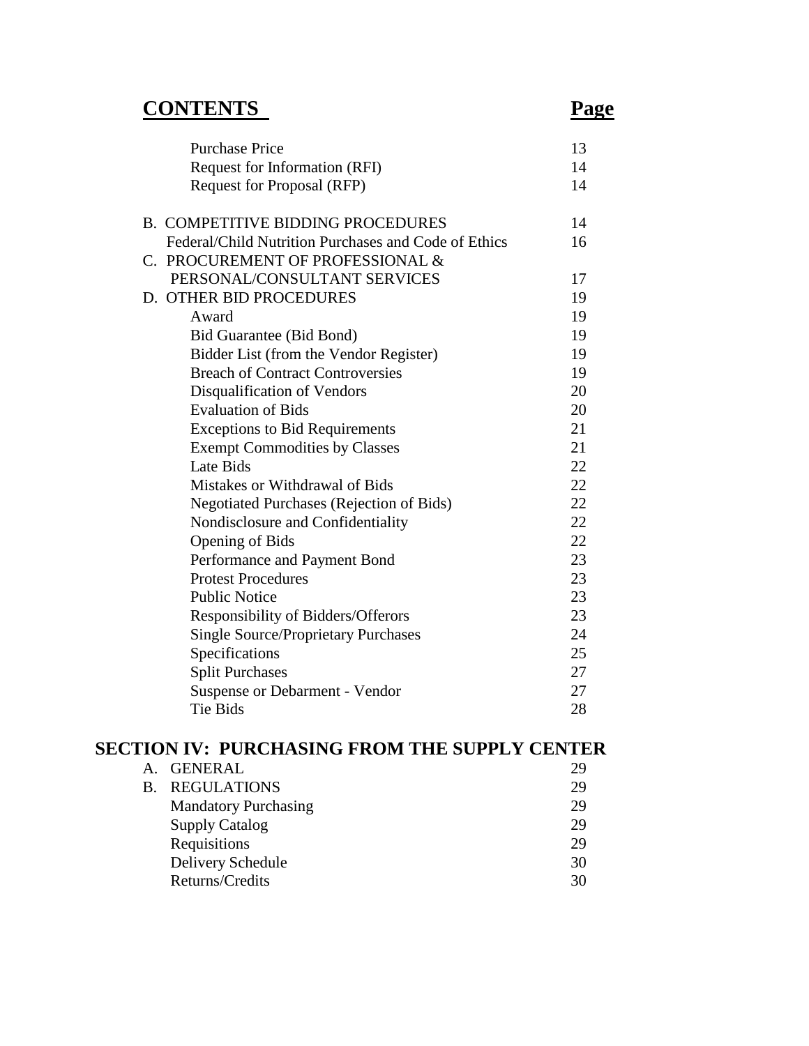| **CONTENTS** | **Page** |
|---|---|
| Purchase Price | 13 |
| Request for Information (RFI) | 14 |
| Request for Proposal (RFP) | 14 |
| B. COMPETITIVE BIDDING PROCEDURES | 14 |
| Federal/Child Nutrition Purchases and Code of Ethics | 16 |
| C. PROCUREMENT OF PROFESSIONAL & PERSONAL/CONSULTANT SERVICES | 17 |
| D. OTHER BID PROCEDURES | 19 |
| Award | 19 |
| Bid Guarantee (Bid Bond) | 19 |
| Bidder List (from the Vendor Register) | 19 |
| Breach of Contract Controversies | 19 |
| Disqualification of Vendors | 20 |
| Evaluation of Bids | 20 |
| Exceptions to Bid Requirements | 21 |
| Exempt Commodities by Classes | 21 |
| Late Bids | 22 |
| Mistakes or Withdrawal of Bids | 22 |
| Negotiated Purchases (Rejection of Bids) | 22 |
| Nondisclosure and Confidentiality | 22 |
| Opening of Bids | 22 |
| Performance and Payment Bond | 23 |
| Protest Procedures | 23 |
| Public Notice | 23 |
| Responsibility of Bidders/Offerors | 23 |
| Single Source/Proprietary Purchases | 24 |
| Specifications | 25 |
| Split Purchases | 27 |
| Suspense or Debarment - Vendor | 27 |
| Tie Bids | 28 |

## SECTION IV: PURCHASING FROM THE SUPPLY CENTER

| | |
|---|---|
| A. GENERAL | 29 |
| B. REGULATIONS | 29 |
| Mandatory Purchasing | 29 |
| Supply Catalog | 29 |
| Requisitions | 29 |
| Delivery Schedule | 30 |
| Returns/Credits | 30 |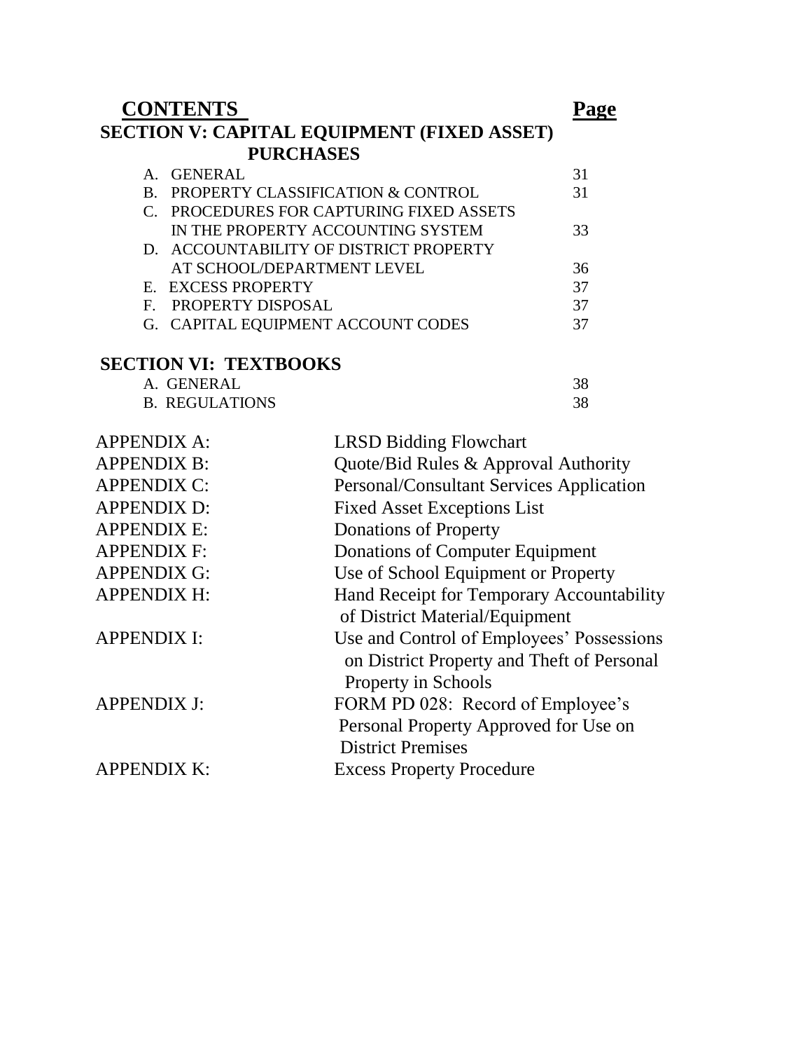| CONTENTS | Page |
|---|---|
| **SECTION V: CAPITAL EQUIPMENT (FIXED ASSET) PURCHASES** | |
| A. GENERAL | 31 |
| B. PROPERTY CLASSIFICATION & CONTROL | 31 |
| C. PROCEDURES FOR CAPTURING FIXED ASSETS IN THE PROPERTY ACCOUNTING SYSTEM | 33 |
| D. ACCOUNTABILITY OF DISTRICT PROPERTY AT SCHOOL/DEPARTMENT LEVEL | 36 |
| E. EXCESS PROPERTY | 37 |
| F. PROPERTY DISPOSAL | 37 |
| G. CAPITAL EQUIPMENT ACCOUNT CODES | 37 |
| **SECTION VI: TEXTBOOKS** | |
| A. GENERAL | 38 |
| B. REGULATIONS | 38 |

| | |
|---|---|
| APPENDIX A: | LRSD Bidding Flowchart |
| APPENDIX B: | Quote/Bid Rules & Approval Authority |
| APPENDIX C: | Personal/Consultant Services Application |
| APPENDIX D: | Fixed Asset Exceptions List |
| APPENDIX E: | Donations of Property |
| APPENDIX F: | Donations of Computer Equipment |
| APPENDIX G: | Use of School Equipment or Property |
| APPENDIX H: | Hand Receipt for Temporary Accountability of District Material/Equipment |
| APPENDIX I: | Use and Control of Employees' Possessions on District Property and Theft of Personal Property in Schools |
| APPENDIX J: | FORM PD 028: Record of Employee's Personal Property Approved for Use on District Premises |
| APPENDIX K: | Excess Property Procedure |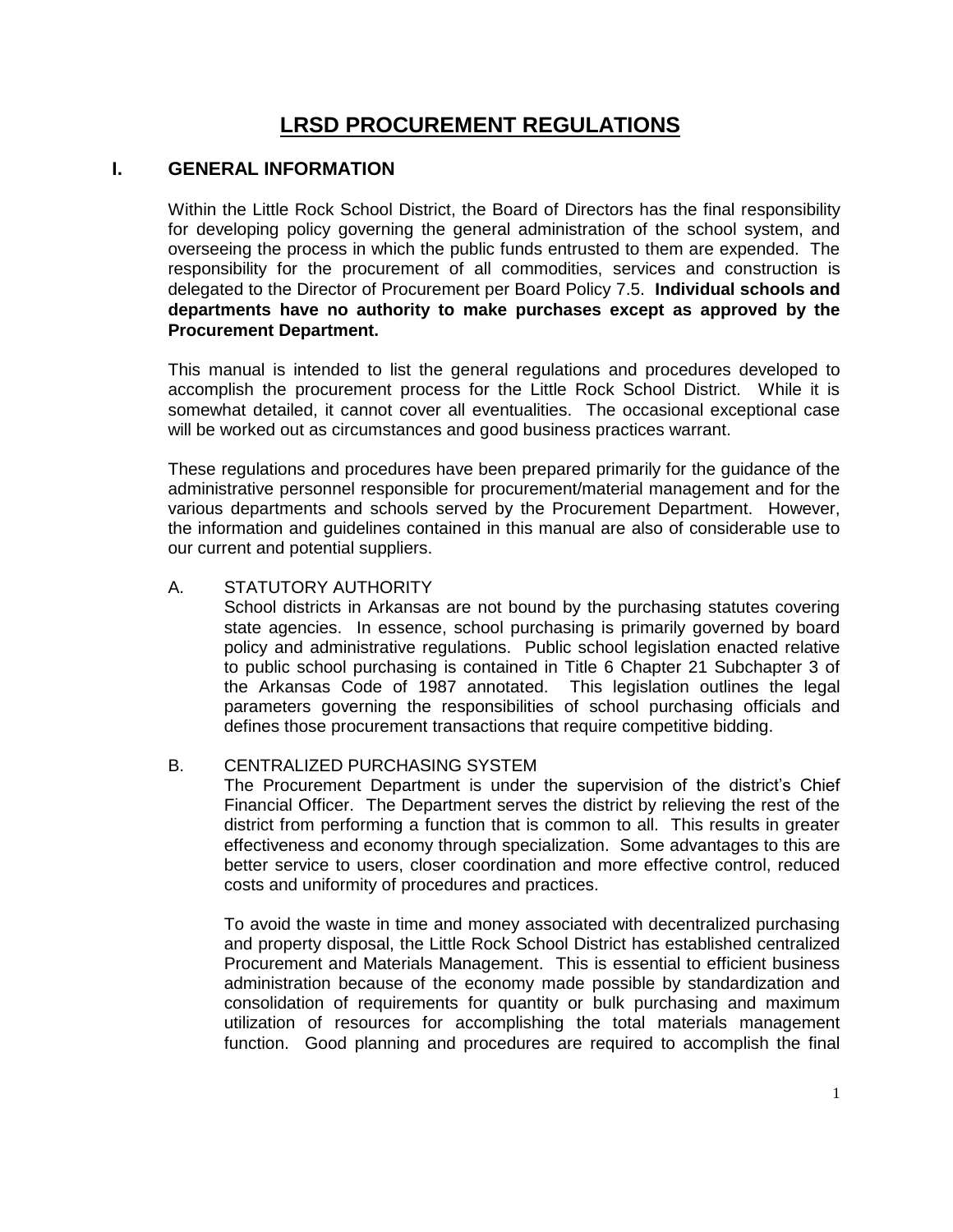# LRSD PROCUREMENT REGULATIONS

## I. GENERAL INFORMATION

Within the Little Rock School District, the Board of Directors has the final responsibility for developing policy governing the general administration of the school system, and overseeing the process in which the public funds entrusted to them are expended. The responsibility for the procurement of all commodities, services and construction is delegated to the Director of Procurement per Board Policy 7.5. **Individual schools and departments have no authority to make purchases except as approved by the Procurement Department.**

This manual is intended to list the general regulations and procedures developed to accomplish the procurement process for the Little Rock School District. While it is somewhat detailed, it cannot cover all eventualities. The occasional exceptional case will be worked out as circumstances and good business practices warrant.

These regulations and procedures have been prepared primarily for the guidance of the administrative personnel responsible for procurement/material management and for the various departments and schools served by the Procurement Department. However, the information and guidelines contained in this manual are also of considerable use to our current and potential suppliers.

### A. STATUTORY AUTHORITY

School districts in Arkansas are not bound by the purchasing statutes covering state agencies. In essence, school purchasing is primarily governed by board policy and administrative regulations. Public school legislation enacted relative to public school purchasing is contained in Title 6 Chapter 21 Subchapter 3 of the Arkansas Code of 1987 annotated. This legislation outlines the legal parameters governing the responsibilities of school purchasing officials and defines those procurement transactions that require competitive bidding.

### B. CENTRALIZED PURCHASING SYSTEM

The Procurement Department is under the supervision of the district's Chief Financial Officer. The Department serves the district by relieving the rest of the district from performing a function that is common to all. This results in greater effectiveness and economy through specialization. Some advantages to this are better service to users, closer coordination and more effective control, reduced costs and uniformity of procedures and practices.

To avoid the waste in time and money associated with decentralized purchasing and property disposal, the Little Rock School District has established centralized Procurement and Materials Management. This is essential to efficient business administration because of the economy made possible by standardization and consolidation of requirements for quantity or bulk purchasing and maximum utilization of resources for accomplishing the total materials management function. Good planning and procedures are required to accomplish the final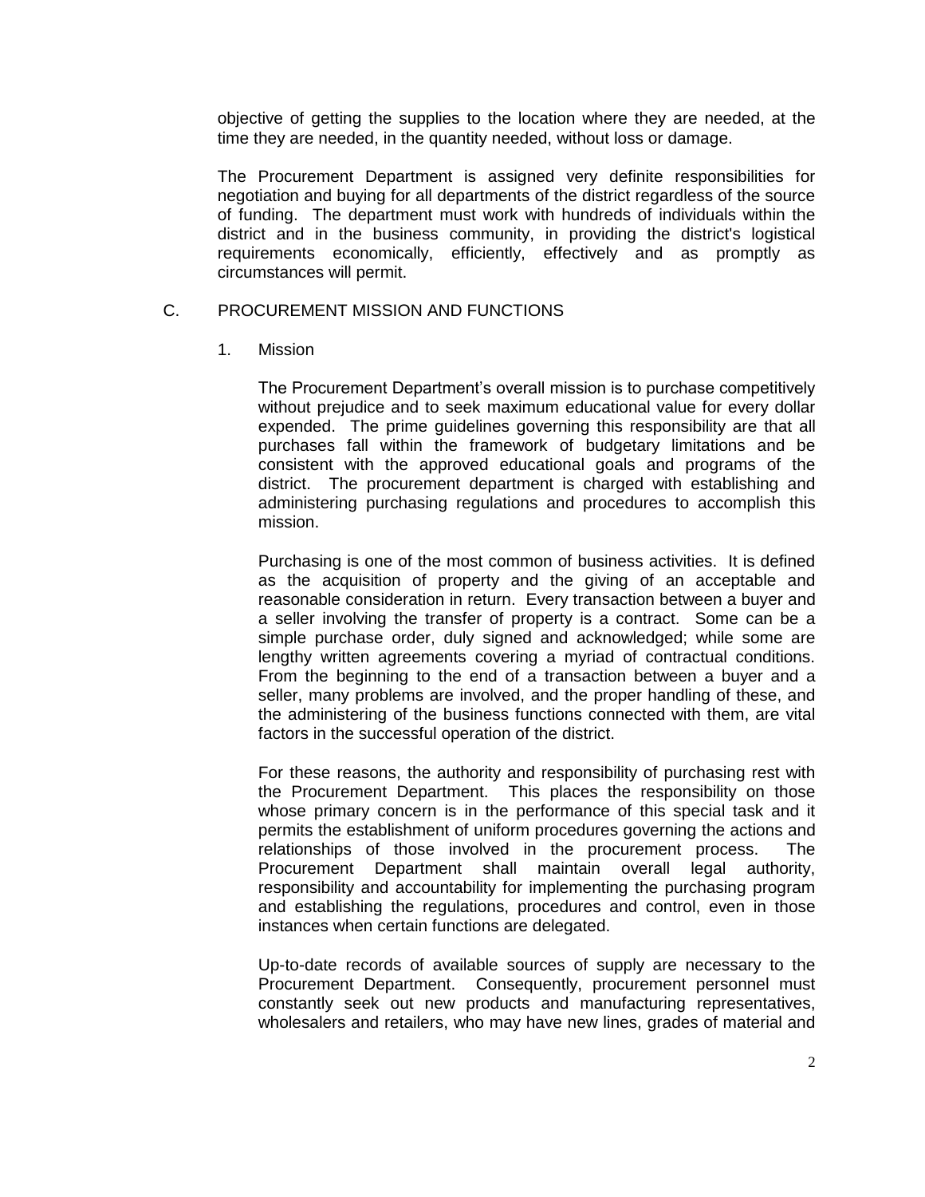objective of getting the supplies to the location where they are needed, at the time they are needed, in the quantity needed, without loss or damage.

The Procurement Department is assigned very definite responsibilities for negotiation and buying for all departments of the district regardless of the source of funding. The department must work with hundreds of individuals within the district and in the business community, in providing the district's logistical requirements economically, efficiently, effectively and as promptly as circumstances will permit.

## C. PROCUREMENT MISSION AND FUNCTIONS

### 1. Mission

The Procurement Department's overall mission is to purchase competitively without prejudice and to seek maximum educational value for every dollar expended. The prime guidelines governing this responsibility are that all purchases fall within the framework of budgetary limitations and be consistent with the approved educational goals and programs of the district. The procurement department is charged with establishing and administering purchasing regulations and procedures to accomplish this mission.

Purchasing is one of the most common of business activities. It is defined as the acquisition of property and the giving of an acceptable and reasonable consideration in return. Every transaction between a buyer and a seller involving the transfer of property is a contract. Some can be a simple purchase order, duly signed and acknowledged; while some are lengthy written agreements covering a myriad of contractual conditions. From the beginning to the end of a transaction between a buyer and a seller, many problems are involved, and the proper handling of these, and the administering of the business functions connected with them, are vital factors in the successful operation of the district.

For these reasons, the authority and responsibility of purchasing rest with the Procurement Department. This places the responsibility on those whose primary concern is in the performance of this special task and it permits the establishment of uniform procedures governing the actions and relationships of those involved in the procurement process. The Procurement Department shall maintain overall legal authority, responsibility and accountability for implementing the purchasing program and establishing the regulations, procedures and control, even in those instances when certain functions are delegated.

Up-to-date records of available sources of supply are necessary to the Procurement Department. Consequently, procurement personnel must constantly seek out new products and manufacturing representatives, wholesalers and retailers, who may have new lines, grades of material and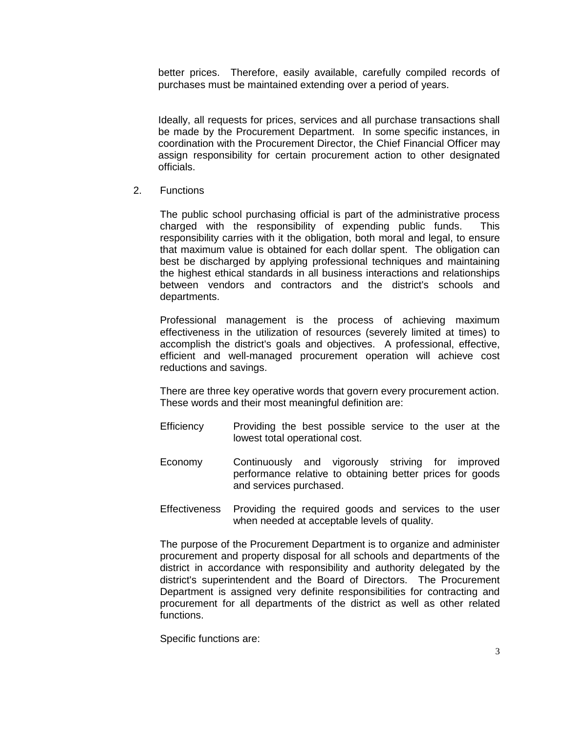better prices. Therefore, easily available, carefully compiled records of purchases must be maintained extending over a period of years.

Ideally, all requests for prices, services and all purchase transactions shall be made by the Procurement Department. In some specific instances, in coordination with the Procurement Director, the Chief Financial Officer may assign responsibility for certain procurement action to other designated officials.

2. Functions

The public school purchasing official is part of the administrative process charged with the responsibility of expending public funds. This responsibility carries with it the obligation, both moral and legal, to ensure that maximum value is obtained for each dollar spent. The obligation can best be discharged by applying professional techniques and maintaining the highest ethical standards in all business interactions and relationships between vendors and contractors and the district's schools and departments.

Professional management is the process of achieving maximum effectiveness in the utilization of resources (severely limited at times) to accomplish the district's goals and objectives. A professional, effective, efficient and well-managed procurement operation will achieve cost reductions and savings.

There are three key operative words that govern every procurement action. These words and their most meaningful definition are:

Efficiency — Providing the best possible service to the user at the lowest total operational cost.

Economy — Continuously and vigorously striving for improved performance relative to obtaining better prices for goods and services purchased.

Effectiveness — Providing the required goods and services to the user when needed at acceptable levels of quality.

The purpose of the Procurement Department is to organize and administer procurement and property disposal for all schools and departments of the district in accordance with responsibility and authority delegated by the district's superintendent and the Board of Directors. The Procurement Department is assigned very definite responsibilities for contracting and procurement for all departments of the district as well as other related functions.

Specific functions are: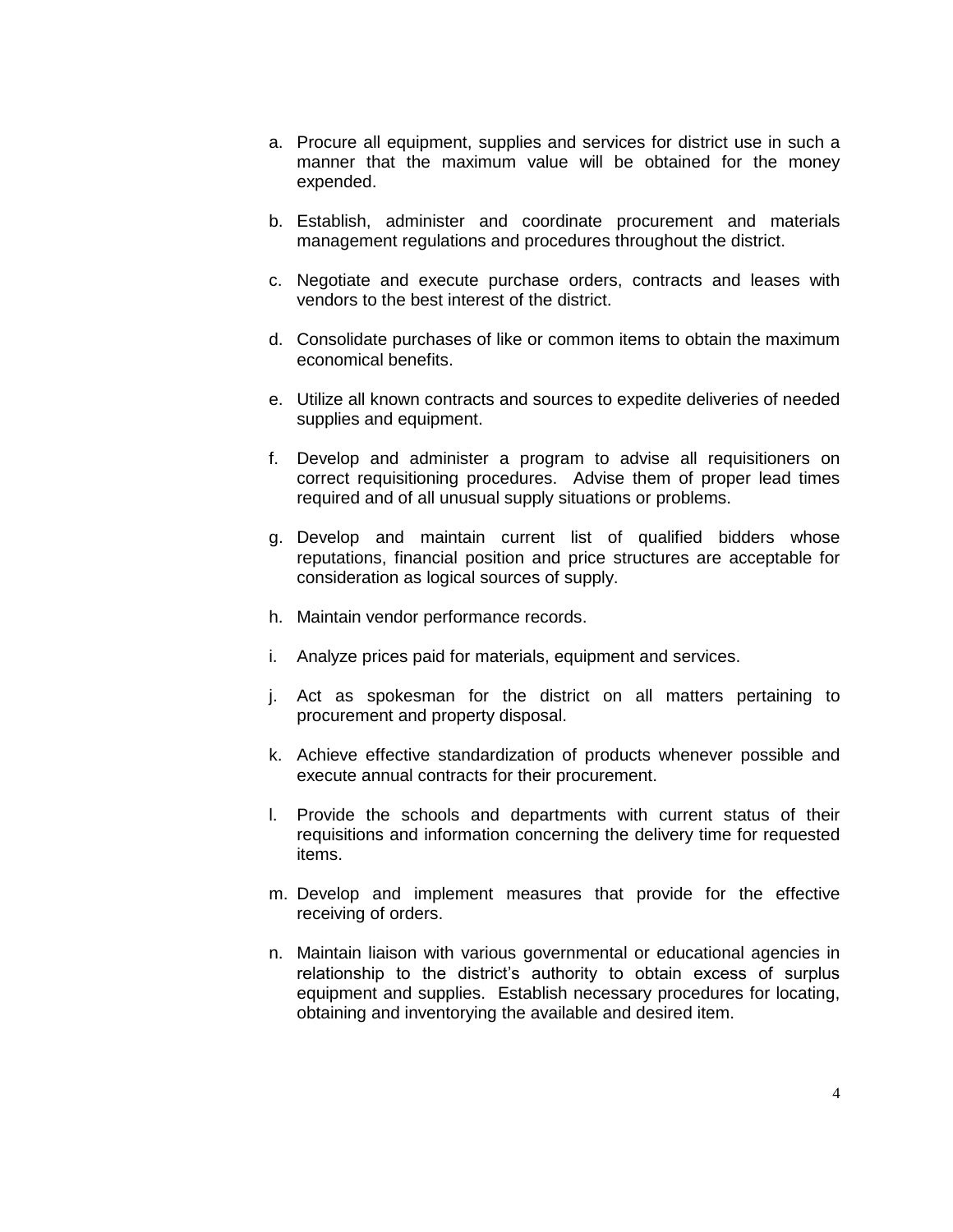a. Procure all equipment, supplies and services for district use in such a manner that the maximum value will be obtained for the money expended.

b. Establish, administer and coordinate procurement and materials management regulations and procedures throughout the district.

c. Negotiate and execute purchase orders, contracts and leases with vendors to the best interest of the district.

d. Consolidate purchases of like or common items to obtain the maximum economical benefits.

e. Utilize all known contracts and sources to expedite deliveries of needed supplies and equipment.

f. Develop and administer a program to advise all requisitioners on correct requisitioning procedures. Advise them of proper lead times required and of all unusual supply situations or problems.

g. Develop and maintain current list of qualified bidders whose reputations, financial position and price structures are acceptable for consideration as logical sources of supply.

h. Maintain vendor performance records.

i. Analyze prices paid for materials, equipment and services.

j. Act as spokesman for the district on all matters pertaining to procurement and property disposal.

k. Achieve effective standardization of products whenever possible and execute annual contracts for their procurement.

l. Provide the schools and departments with current status of their requisitions and information concerning the delivery time for requested items.

m. Develop and implement measures that provide for the effective receiving of orders.

n. Maintain liaison with various governmental or educational agencies in relationship to the district's authority to obtain excess of surplus equipment and supplies. Establish necessary procedures for locating, obtaining and inventorying the available and desired item.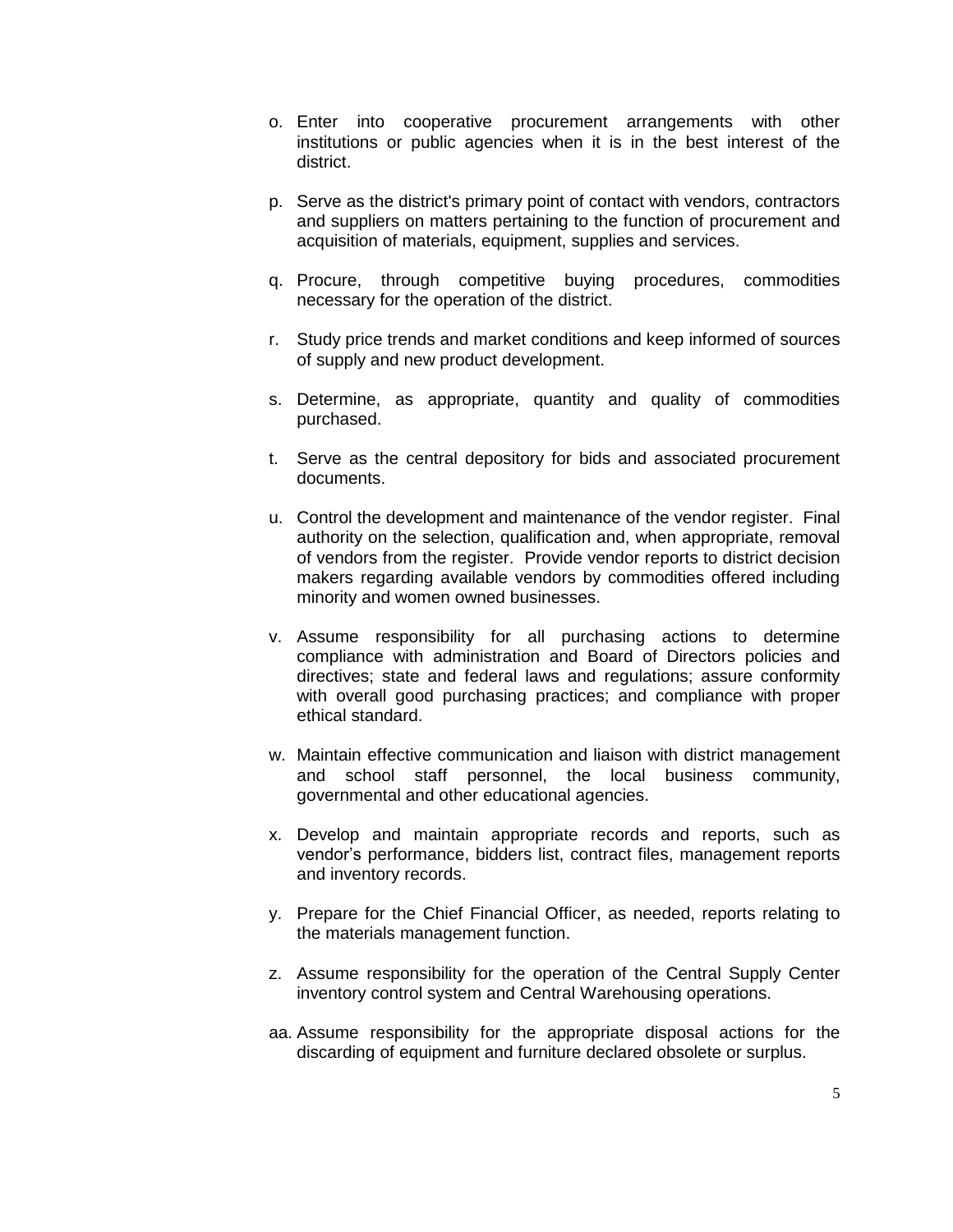o. Enter into cooperative procurement arrangements with other institutions or public agencies when it is in the best interest of the district.

p. Serve as the district's primary point of contact with vendors, contractors and suppliers on matters pertaining to the function of procurement and acquisition of materials, equipment, supplies and services.

q. Procure, through competitive buying procedures, commodities necessary for the operation of the district.

r. Study price trends and market conditions and keep informed of sources of supply and new product development.

s. Determine, as appropriate, quantity and quality of commodities purchased.

t. Serve as the central depository for bids and associated procurement documents.

u. Control the development and maintenance of the vendor register. Final authority on the selection, qualification and, when appropriate, removal of vendors from the register. Provide vendor reports to district decision makers regarding available vendors by commodities offered including minority and women owned businesses.

v. Assume responsibility for all purchasing actions to determine compliance with administration and Board of Directors policies and directives; state and federal laws and regulations; assure conformity with overall good purchasing practices; and compliance with proper ethical standard.

w. Maintain effective communication and liaison with district management and school staff personnel, the local business community, governmental and other educational agencies.

x. Develop and maintain appropriate records and reports, such as vendor's performance, bidders list, contract files, management reports and inventory records.

y. Prepare for the Chief Financial Officer, as needed, reports relating to the materials management function.

z. Assume responsibility for the operation of the Central Supply Center inventory control system and Central Warehousing operations.

aa. Assume responsibility for the appropriate disposal actions for the discarding of equipment and furniture declared obsolete or surplus.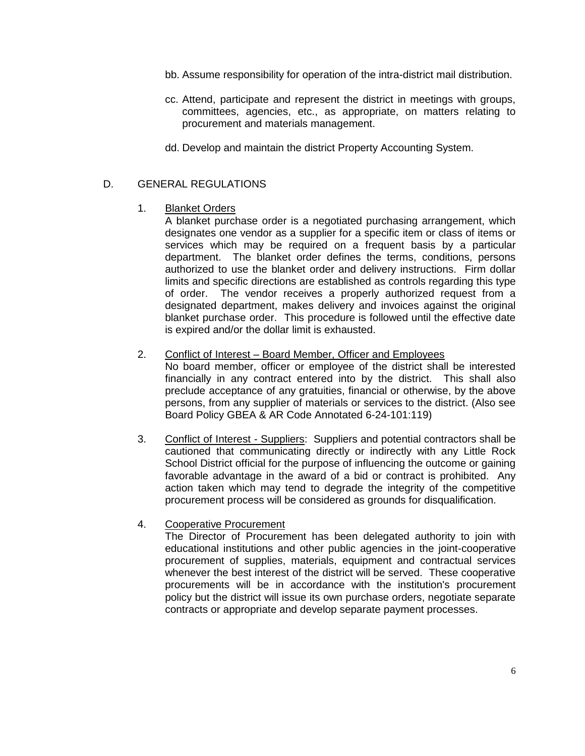bb. Assume responsibility for operation of the intra-district mail distribution.

cc. Attend, participate and represent the district in meetings with groups, committees, agencies, etc., as appropriate, on matters relating to procurement and materials management.

dd. Develop and maintain the district Property Accounting System.

D. GENERAL REGULATIONS

1. Blanket Orders
   A blanket purchase order is a negotiated purchasing arrangement, which designates one vendor as a supplier for a specific item or class of items or services which may be required on a frequent basis by a particular department. The blanket order defines the terms, conditions, persons authorized to use the blanket order and delivery instructions. Firm dollar limits and specific directions are established as controls regarding this type of order. The vendor receives a properly authorized request from a designated department, makes delivery and invoices against the original blanket purchase order. This procedure is followed until the effective date is expired and/or the dollar limit is exhausted.

2. Conflict of Interest – Board Member, Officer and Employees
   No board member, officer or employee of the district shall be interested financially in any contract entered into by the district. This shall also preclude acceptance of any gratuities, financial or otherwise, by the above persons, from any supplier of materials or services to the district. (Also see Board Policy GBEA & AR Code Annotated 6-24-101:119)

3. Conflict of Interest - Suppliers: Suppliers and potential contractors shall be cautioned that communicating directly or indirectly with any Little Rock School District official for the purpose of influencing the outcome or gaining favorable advantage in the award of a bid or contract is prohibited. Any action taken which may tend to degrade the integrity of the competitive procurement process will be considered as grounds for disqualification.

4. Cooperative Procurement
   The Director of Procurement has been delegated authority to join with educational institutions and other public agencies in the joint-cooperative procurement of supplies, materials, equipment and contractual services whenever the best interest of the district will be served. These cooperative procurements will be in accordance with the institution's procurement policy but the district will issue its own purchase orders, negotiate separate contracts or appropriate and develop separate payment processes.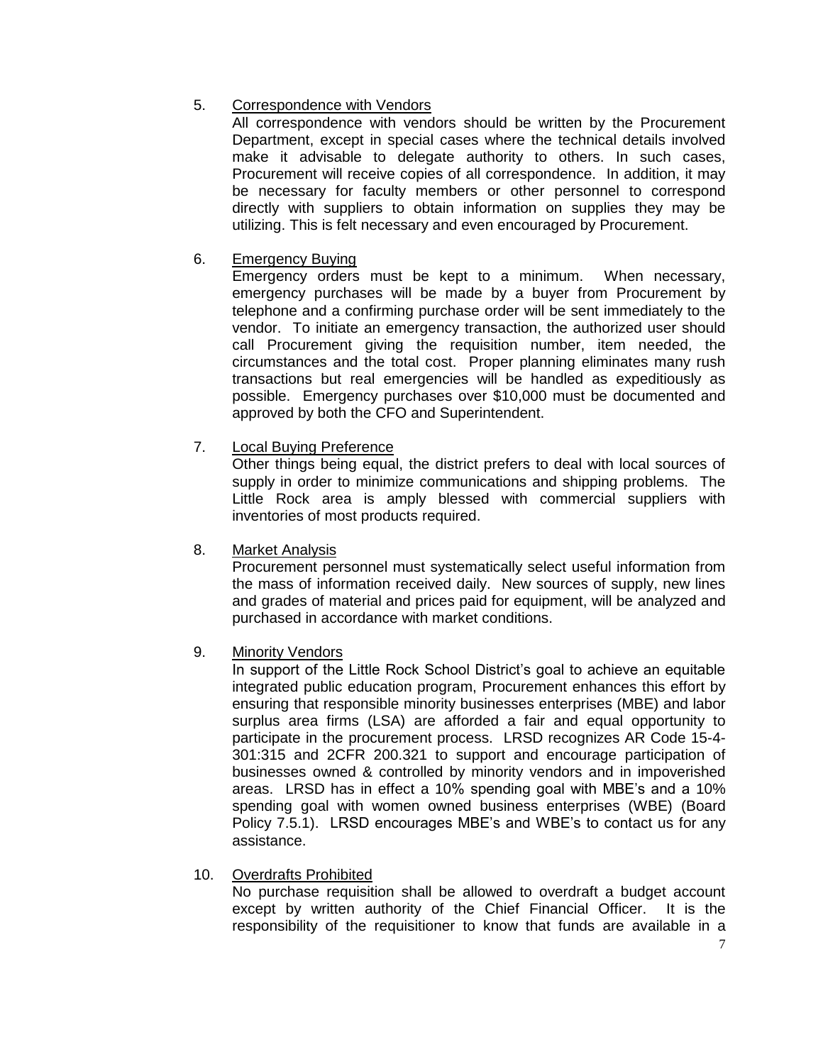5. <u>Correspondence with Vendors</u>

   All correspondence with vendors should be written by the Procurement Department, except in special cases where the technical details involved make it advisable to delegate authority to others. In such cases, Procurement will receive copies of all correspondence. In addition, it may be necessary for faculty members or other personnel to correspond directly with suppliers to obtain information on supplies they may be utilizing. This is felt necessary and even encouraged by Procurement.

6. <u>Emergency Buying</u>

   Emergency orders must be kept to a minimum. When necessary, emergency purchases will be made by a buyer from Procurement by telephone and a confirming purchase order will be sent immediately to the vendor. To initiate an emergency transaction, the authorized user should call Procurement giving the requisition number, item needed, the circumstances and the total cost. Proper planning eliminates many rush transactions but real emergencies will be handled as expeditiously as possible. Emergency purchases over $10,000 must be documented and approved by both the CFO and Superintendent.

7. <u>Local Buying Preference</u>

   Other things being equal, the district prefers to deal with local sources of supply in order to minimize communications and shipping problems. The Little Rock area is amply blessed with commercial suppliers with inventories of most products required.

8. <u>Market Analysis</u>

   Procurement personnel must systematically select useful information from the mass of information received daily. New sources of supply, new lines and grades of material and prices paid for equipment, will be analyzed and purchased in accordance with market conditions.

9. <u>Minority Vendors</u>

   In support of the Little Rock School District's goal to achieve an equitable integrated public education program, Procurement enhances this effort by ensuring that responsible minority businesses enterprises (MBE) and labor surplus area firms (LSA) are afforded a fair and equal opportunity to participate in the procurement process. LRSD recognizes AR Code 15-4-301:315 and 2CFR 200.321 to support and encourage participation of businesses owned & controlled by minority vendors and in impoverished areas. LRSD has in effect a 10% spending goal with MBE's and a 10% spending goal with women owned business enterprises (WBE) (Board Policy 7.5.1). LRSD encourages MBE's and WBE's to contact us for any assistance.

10. <u>Overdrafts Prohibited</u>

    No purchase requisition shall be allowed to overdraft a budget account except by written authority of the Chief Financial Officer. It is the responsibility of the requisitioner to know that funds are available in a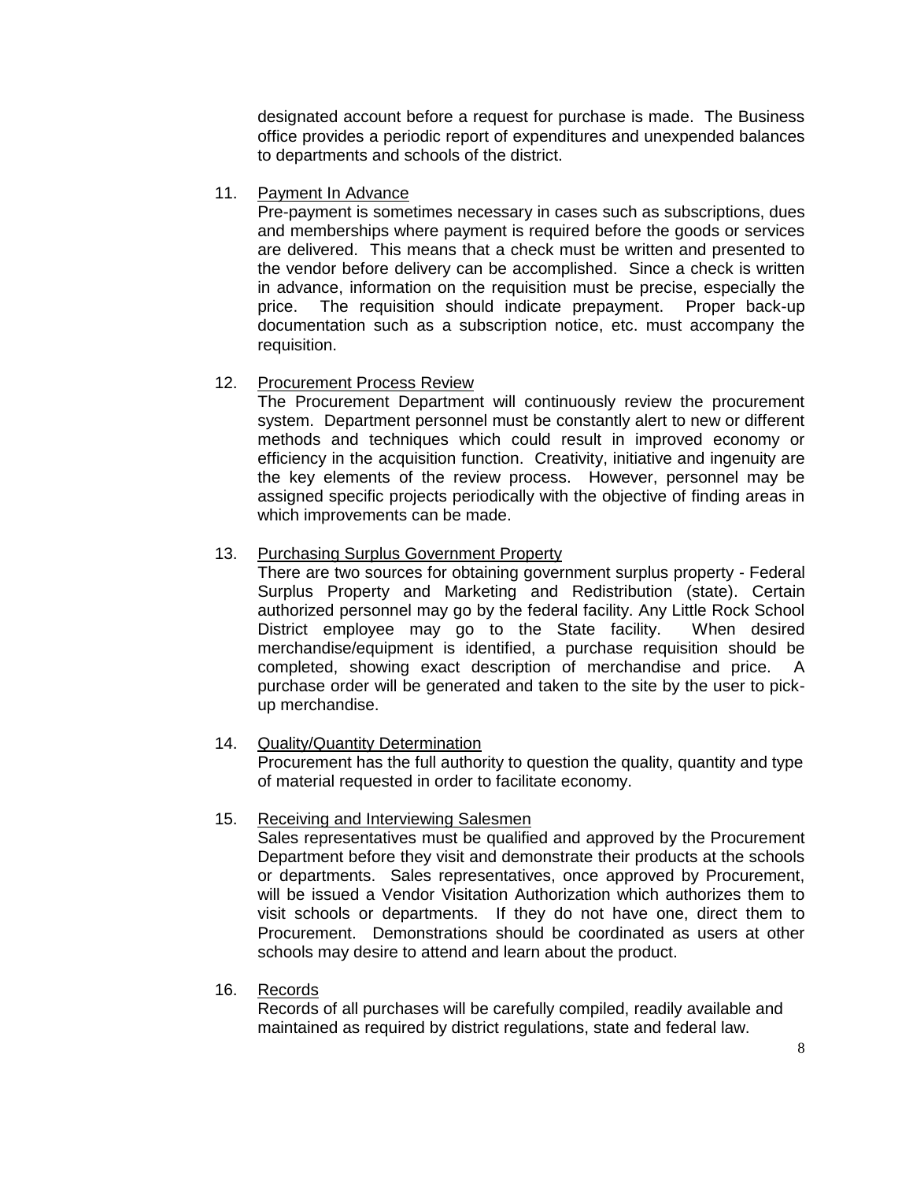designated account before a request for purchase is made. The Business office provides a periodic report of expenditures and unexpended balances to departments and schools of the district.

11. Payment In Advance

    Pre-payment is sometimes necessary in cases such as subscriptions, dues and memberships where payment is required before the goods or services are delivered. This means that a check must be written and presented to the vendor before delivery can be accomplished. Since a check is written in advance, information on the requisition must be precise, especially the price. The requisition should indicate prepayment. Proper back-up documentation such as a subscription notice, etc. must accompany the requisition.

12. Procurement Process Review

    The Procurement Department will continuously review the procurement system. Department personnel must be constantly alert to new or different methods and techniques which could result in improved economy or efficiency in the acquisition function. Creativity, initiative and ingenuity are the key elements of the review process. However, personnel may be assigned specific projects periodically with the objective of finding areas in which improvements can be made.

13. Purchasing Surplus Government Property

    There are two sources for obtaining government surplus property - Federal Surplus Property and Marketing and Redistribution (state). Certain authorized personnel may go by the federal facility. Any Little Rock School District employee may go to the State facility. When desired merchandise/equipment is identified, a purchase requisition should be completed, showing exact description of merchandise and price. A purchase order will be generated and taken to the site by the user to pick-up merchandise.

14. Quality/Quantity Determination

    Procurement has the full authority to question the quality, quantity and type of material requested in order to facilitate economy.

15. Receiving and Interviewing Salesmen

    Sales representatives must be qualified and approved by the Procurement Department before they visit and demonstrate their products at the schools or departments. Sales representatives, once approved by Procurement, will be issued a Vendor Visitation Authorization which authorizes them to visit schools or departments. If they do not have one, direct them to Procurement. Demonstrations should be coordinated as users at other schools may desire to attend and learn about the product.

16. Records

    Records of all purchases will be carefully compiled, readily available and maintained as required by district regulations, state and federal law.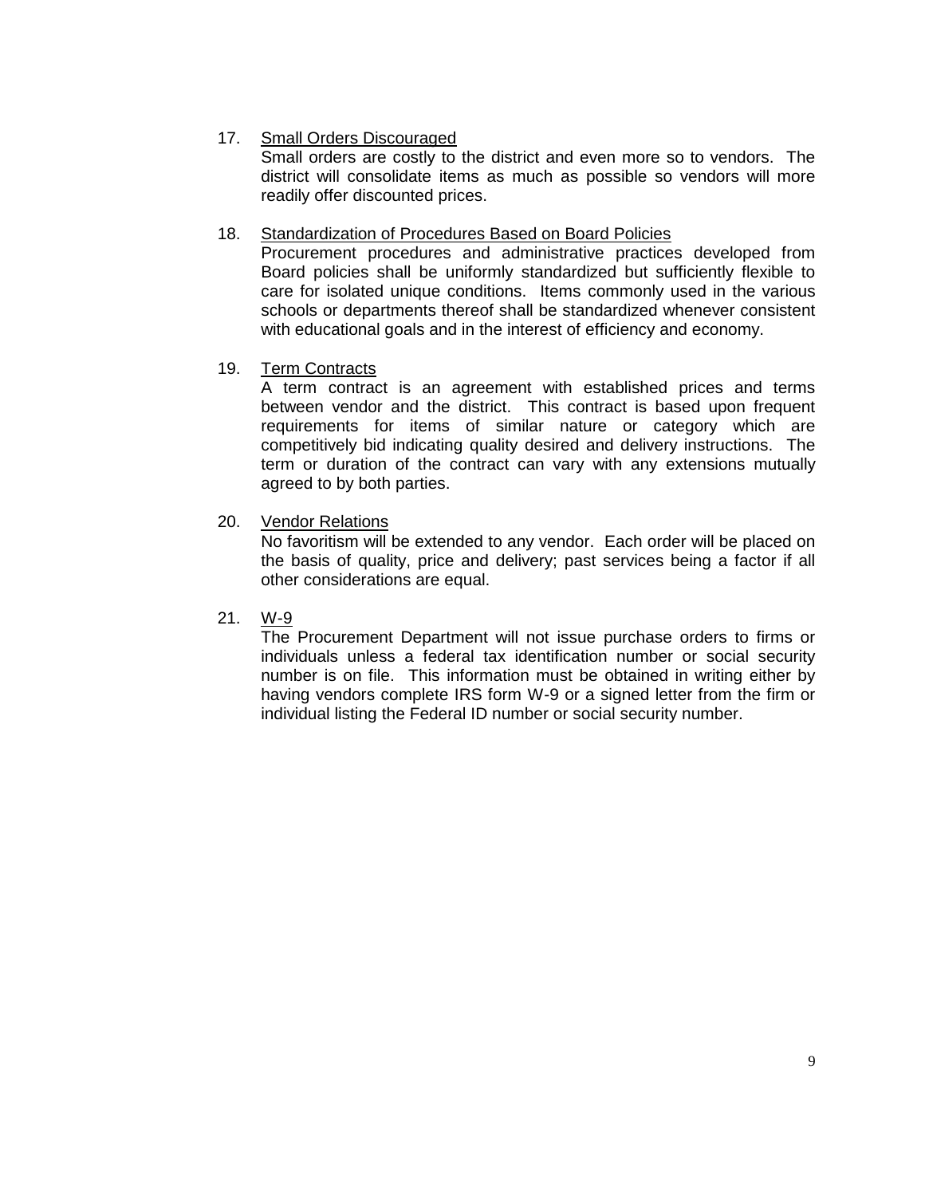17. <u>Small Orders Discouraged</u>

    Small orders are costly to the district and even more so to vendors. The district will consolidate items as much as possible so vendors will more readily offer discounted prices.

18. <u>Standardization of Procedures Based on Board Policies</u>

    Procurement procedures and administrative practices developed from Board policies shall be uniformly standardized but sufficiently flexible to care for isolated unique conditions. Items commonly used in the various schools or departments thereof shall be standardized whenever consistent with educational goals and in the interest of efficiency and economy.

19. <u>Term Contracts</u>

    A term contract is an agreement with established prices and terms between vendor and the district. This contract is based upon frequent requirements for items of similar nature or category which are competitively bid indicating quality desired and delivery instructions. The term or duration of the contract can vary with any extensions mutually agreed to by both parties.

20. <u>Vendor Relations</u>

    No favoritism will be extended to any vendor. Each order will be placed on the basis of quality, price and delivery; past services being a factor if all other considerations are equal.

21. <u>W-9</u>

    The Procurement Department will not issue purchase orders to firms or individuals unless a federal tax identification number or social security number is on file. This information must be obtained in writing either by having vendors complete IRS form W-9 or a signed letter from the firm or individual listing the Federal ID number or social security number.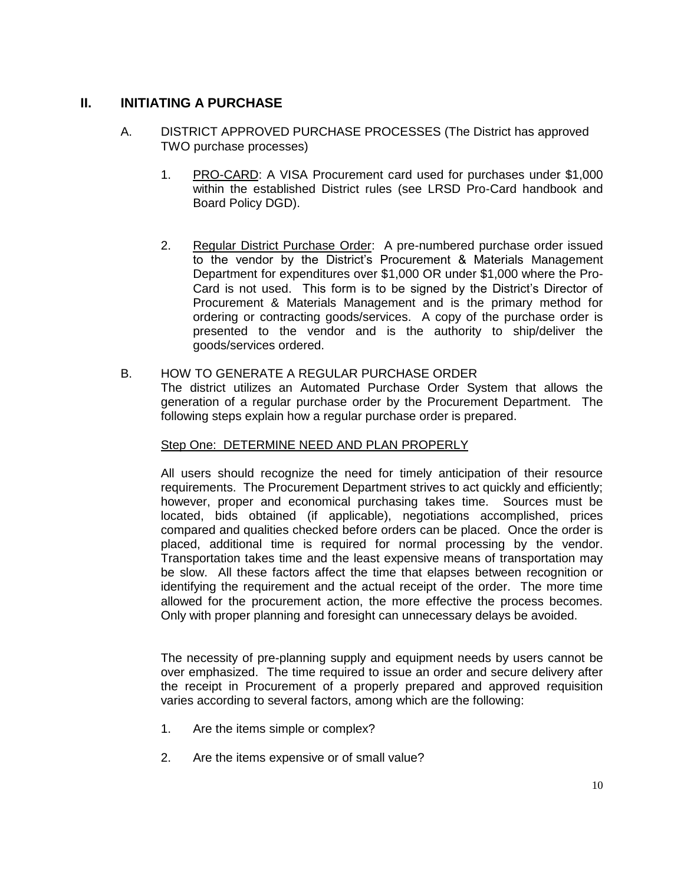## II. INITIATING A PURCHASE

A. DISTRICT APPROVED PURCHASE PROCESSES (The District has approved TWO purchase processes)

1. PRO-CARD: A VISA Procurement card used for purchases under $1,000 within the established District rules (see LRSD Pro-Card handbook and Board Policy DGD).

2. Regular District Purchase Order: A pre-numbered purchase order issued to the vendor by the District's Procurement & Materials Management Department for expenditures over $1,000 OR under $1,000 where the Pro-Card is not used. This form is to be signed by the District's Director of Procurement & Materials Management and is the primary method for ordering or contracting goods/services. A copy of the purchase order is presented to the vendor and is the authority to ship/deliver the goods/services ordered.

B. HOW TO GENERATE A REGULAR PURCHASE ORDER
The district utilizes an Automated Purchase Order System that allows the generation of a regular purchase order by the Procurement Department. The following steps explain how a regular purchase order is prepared.

Step One: DETERMINE NEED AND PLAN PROPERLY

All users should recognize the need for timely anticipation of their resource requirements. The Procurement Department strives to act quickly and efficiently; however, proper and economical purchasing takes time. Sources must be located, bids obtained (if applicable), negotiations accomplished, prices compared and qualities checked before orders can be placed. Once the order is placed, additional time is required for normal processing by the vendor. Transportation takes time and the least expensive means of transportation may be slow. All these factors affect the time that elapses between recognition or identifying the requirement and the actual receipt of the order. The more time allowed for the procurement action, the more effective the process becomes. Only with proper planning and foresight can unnecessary delays be avoided.

The necessity of pre-planning supply and equipment needs by users cannot be over emphasized. The time required to issue an order and secure delivery after the receipt in Procurement of a properly prepared and approved requisition varies according to several factors, among which are the following:

1. Are the items simple or complex?

2. Are the items expensive or of small value?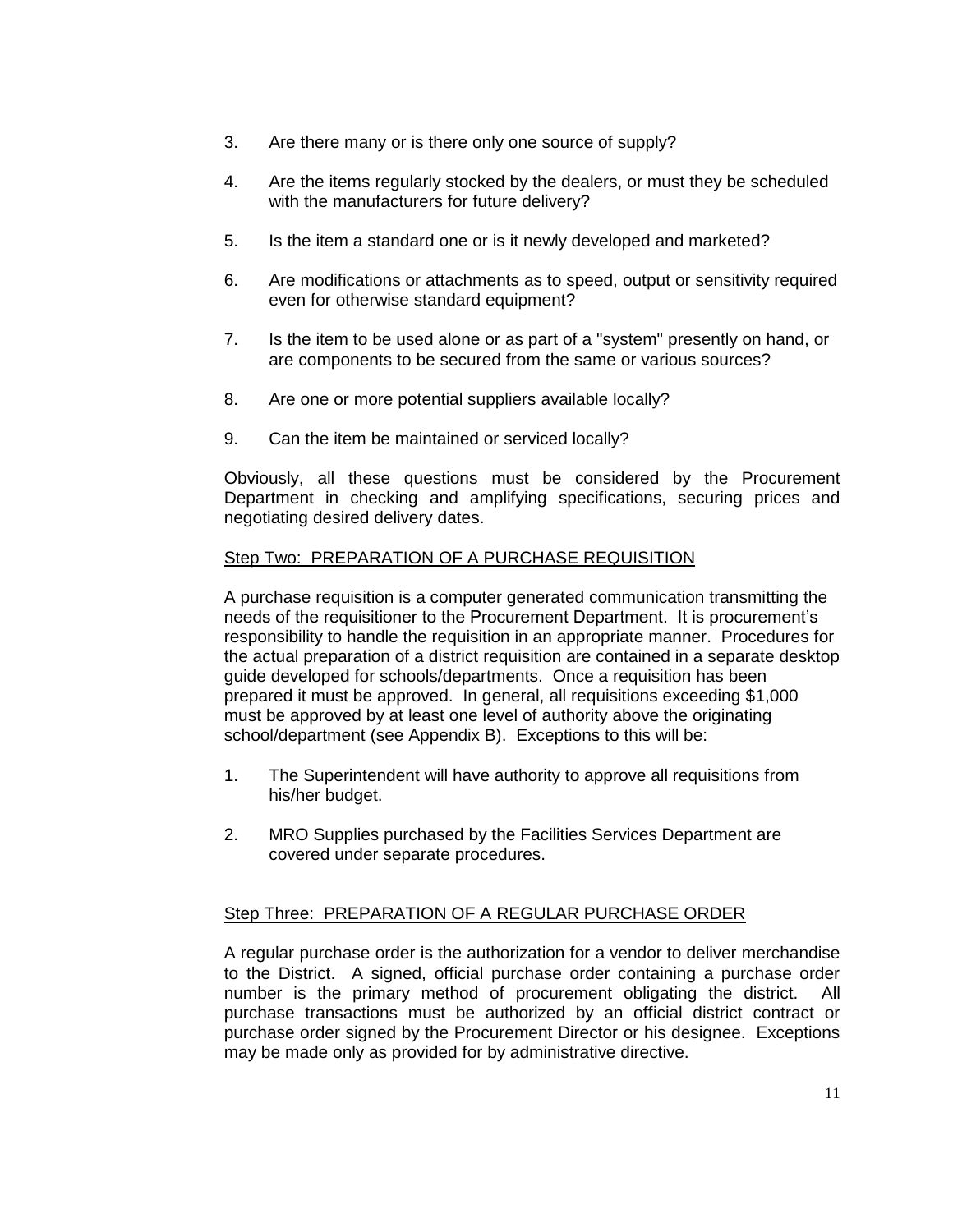3. Are there many or is there only one source of supply?

4. Are the items regularly stocked by the dealers, or must they be scheduled with the manufacturers for future delivery?

5. Is the item a standard one or is it newly developed and marketed?

6. Are modifications or attachments as to speed, output or sensitivity required even for otherwise standard equipment?

7. Is the item to be used alone or as part of a "system" presently on hand, or are components to be secured from the same or various sources?

8. Are one or more potential suppliers available locally?

9. Can the item be maintained or serviced locally?

Obviously, all these questions must be considered by the Procurement Department in checking and amplifying specifications, securing prices and negotiating desired delivery dates.

<u>Step Two: PREPARATION OF A PURCHASE REQUISITION</u>

A purchase requisition is a computer generated communication transmitting the needs of the requisitioner to the Procurement Department. It is procurement's responsibility to handle the requisition in an appropriate manner. Procedures for the actual preparation of a district requisition are contained in a separate desktop guide developed for schools/departments. Once a requisition has been prepared it must be approved. In general, all requisitions exceeding $1,000 must be approved by at least one level of authority above the originating school/department (see Appendix B). Exceptions to this will be:

1. The Superintendent will have authority to approve all requisitions from his/her budget.

2. MRO Supplies purchased by the Facilities Services Department are covered under separate procedures.

<u>Step Three: PREPARATION OF A REGULAR PURCHASE ORDER</u>

A regular purchase order is the authorization for a vendor to deliver merchandise to the District. A signed, official purchase order containing a purchase order number is the primary method of procurement obligating the district. All purchase transactions must be authorized by an official district contract or purchase order signed by the Procurement Director or his designee. Exceptions may be made only as provided for by administrative directive.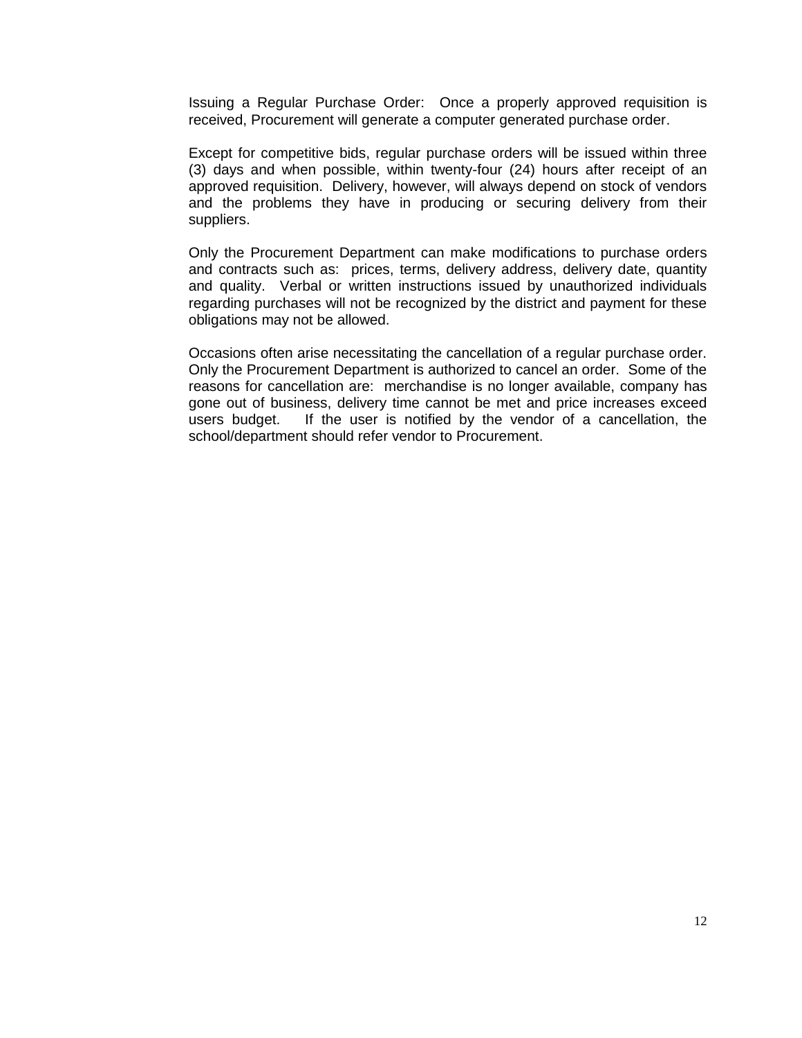Issuing a Regular Purchase Order: Once a properly approved requisition is received, Procurement will generate a computer generated purchase order.

Except for competitive bids, regular purchase orders will be issued within three (3) days and when possible, within twenty-four (24) hours after receipt of an approved requisition. Delivery, however, will always depend on stock of vendors and the problems they have in producing or securing delivery from their suppliers.

Only the Procurement Department can make modifications to purchase orders and contracts such as: prices, terms, delivery address, delivery date, quantity and quality. Verbal or written instructions issued by unauthorized individuals regarding purchases will not be recognized by the district and payment for these obligations may not be allowed.

Occasions often arise necessitating the cancellation of a regular purchase order. Only the Procurement Department is authorized to cancel an order. Some of the reasons for cancellation are: merchandise is no longer available, company has gone out of business, delivery time cannot be met and price increases exceed users budget. If the user is notified by the vendor of a cancellation, the school/department should refer vendor to Procurement.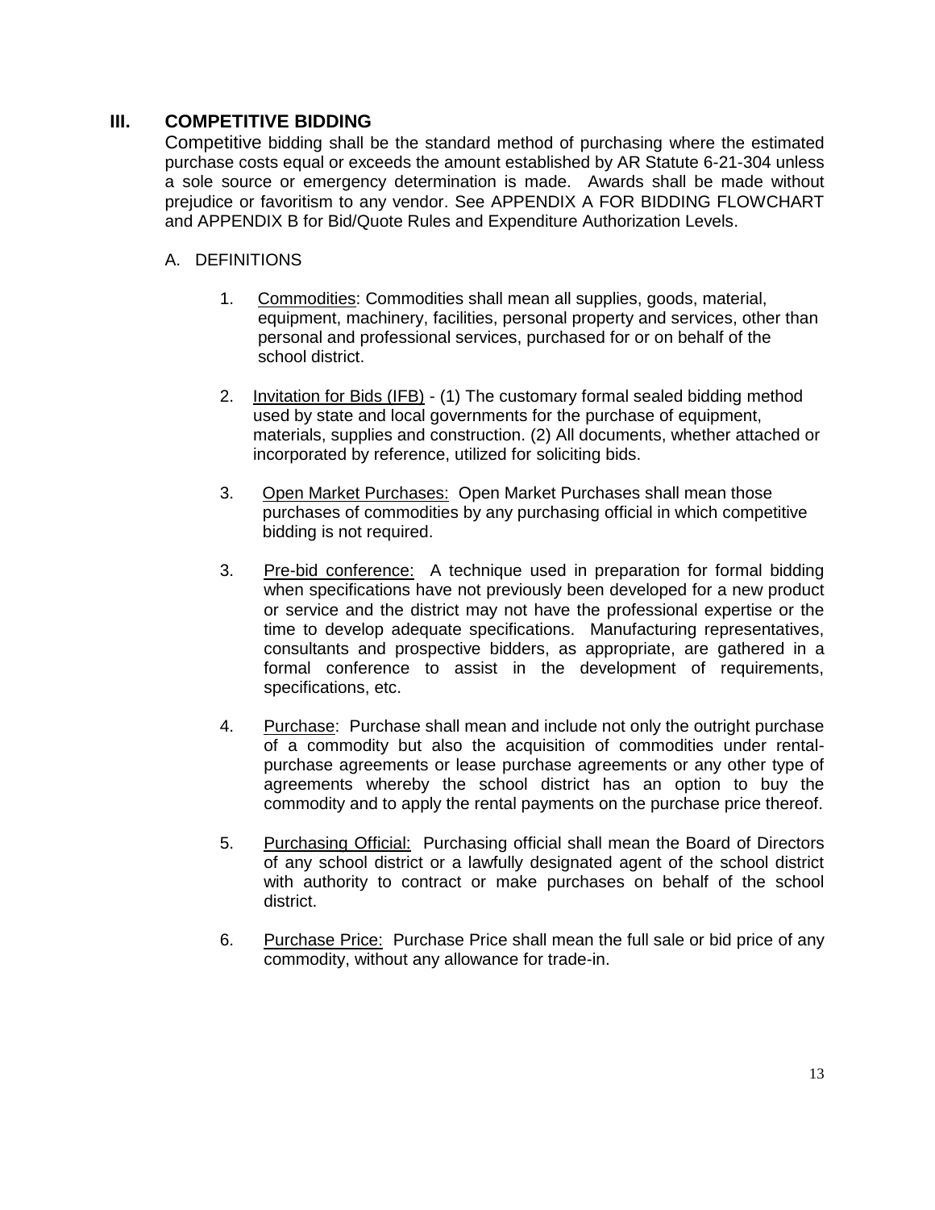## III. COMPETITIVE BIDDING

Competitive bidding shall be the standard method of purchasing where the estimated purchase costs equal or exceeds the amount established by AR Statute 6-21-304 unless a sole source or emergency determination is made. Awards shall be made without prejudice or favoritism to any vendor. See APPENDIX A FOR BIDDING FLOWCHART and APPENDIX B for Bid/Quote Rules and Expenditure Authorization Levels.

A. DEFINITIONS

1. Commodities: Commodities shall mean all supplies, goods, material, equipment, machinery, facilities, personal property and services, other than personal and professional services, purchased for or on behalf of the school district.

2. Invitation for Bids (IFB) - (1) The customary formal sealed bidding method used by state and local governments for the purchase of equipment, materials, supplies and construction. (2) All documents, whether attached or incorporated by reference, utilized for soliciting bids.

3. Open Market Purchases: Open Market Purchases shall mean those purchases of commodities by any purchasing official in which competitive bidding is not required.

3. Pre-bid conference: A technique used in preparation for formal bidding when specifications have not previously been developed for a new product or service and the district may not have the professional expertise or the time to develop adequate specifications. Manufacturing representatives, consultants and prospective bidders, as appropriate, are gathered in a formal conference to assist in the development of requirements, specifications, etc.

4. Purchase: Purchase shall mean and include not only the outright purchase of a commodity but also the acquisition of commodities under rental-purchase agreements or lease purchase agreements or any other type of agreements whereby the school district has an option to buy the commodity and to apply the rental payments on the purchase price thereof.

5. Purchasing Official: Purchasing official shall mean the Board of Directors of any school district or a lawfully designated agent of the school district with authority to contract or make purchases on behalf of the school district.

6. Purchase Price: Purchase Price shall mean the full sale or bid price of any commodity, without any allowance for trade-in.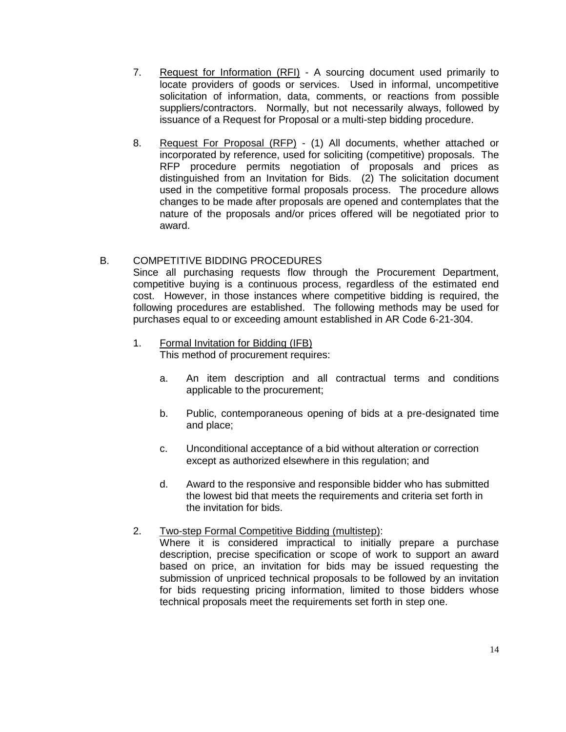7. <u>Request for Information (RFI)</u> - A sourcing document used primarily to locate providers of goods or services. Used in informal, uncompetitive solicitation of information, data, comments, or reactions from possible suppliers/contractors. Normally, but not necessarily always, followed by issuance of a Request for Proposal or a multi-step bidding procedure.

8. <u>Request For Proposal (RFP)</u> - (1) All documents, whether attached or incorporated by reference, used for soliciting (competitive) proposals. The RFP procedure permits negotiation of proposals and prices as distinguished from an Invitation for Bids. (2) The solicitation document used in the competitive formal proposals process. The procedure allows changes to be made after proposals are opened and contemplates that the nature of the proposals and/or prices offered will be negotiated prior to award.

B. COMPETITIVE BIDDING PROCEDURES

Since all purchasing requests flow through the Procurement Department, competitive buying is a continuous process, regardless of the estimated end cost. However, in those instances where competitive bidding is required, the following procedures are established. The following methods may be used for purchases equal to or exceeding amount established in AR Code 6-21-304.

1. <u>Formal Invitation for Bidding (IFB)</u>
   This method of procurement requires:

   a. An item description and all contractual terms and conditions applicable to the procurement;

   b. Public, contemporaneous opening of bids at a pre-designated time and place;

   c. Unconditional acceptance of a bid without alteration or correction except as authorized elsewhere in this regulation; and

   d. Award to the responsive and responsible bidder who has submitted the lowest bid that meets the requirements and criteria set forth in the invitation for bids.

2. <u>Two-step Formal Competitive Bidding (multistep)</u>:
   Where it is considered impractical to initially prepare a purchase description, precise specification or scope of work to support an award based on price, an invitation for bids may be issued requesting the submission of unpriced technical proposals to be followed by an invitation for bids requesting pricing information, limited to those bidders whose technical proposals meet the requirements set forth in step one.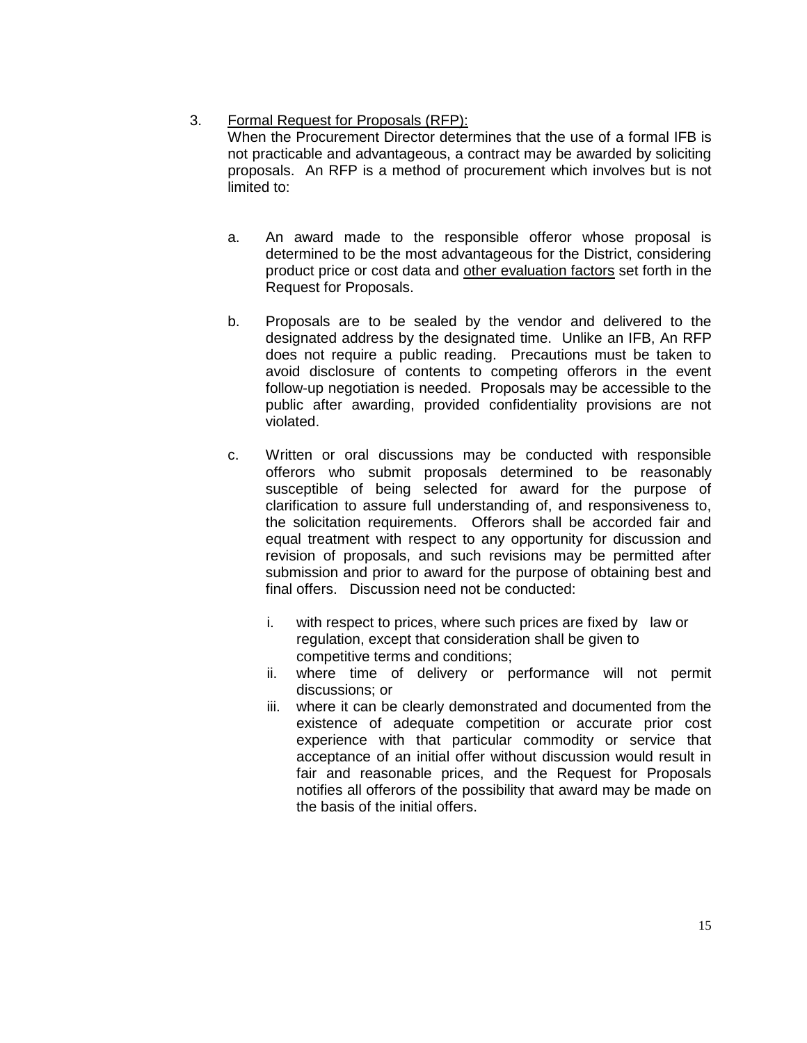3. <u>Formal Request for Proposals (RFP):</u>
   When the Procurement Director determines that the use of a formal IFB is not practicable and advantageous, a contract may be awarded by soliciting proposals. An RFP is a method of procurement which involves but is not limited to:

   a. An award made to the responsible offeror whose proposal is determined to be the most advantageous for the District, considering product price or cost data and <u>other evaluation factors</u> set forth in the Request for Proposals.

   b. Proposals are to be sealed by the vendor and delivered to the designated address by the designated time. Unlike an IFB, An RFP does not require a public reading. Precautions must be taken to avoid disclosure of contents to competing offerors in the event follow-up negotiation is needed. Proposals may be accessible to the public after awarding, provided confidentiality provisions are not violated.

   c. Written or oral discussions may be conducted with responsible offerors who submit proposals determined to be reasonably susceptible of being selected for award for the purpose of clarification to assure full understanding of, and responsiveness to, the solicitation requirements. Offerors shall be accorded fair and equal treatment with respect to any opportunity for discussion and revision of proposals, and such revisions may be permitted after submission and prior to award for the purpose of obtaining best and final offers. Discussion need not be conducted:

      i. with respect to prices, where such prices are fixed by law or regulation, except that consideration shall be given to competitive terms and conditions;
      ii. where time of delivery or performance will not permit discussions; or
      iii. where it can be clearly demonstrated and documented from the existence of adequate competition or accurate prior cost experience with that particular commodity or service that acceptance of an initial offer without discussion would result in fair and reasonable prices, and the Request for Proposals notifies all offerors of the possibility that award may be made on the basis of the initial offers.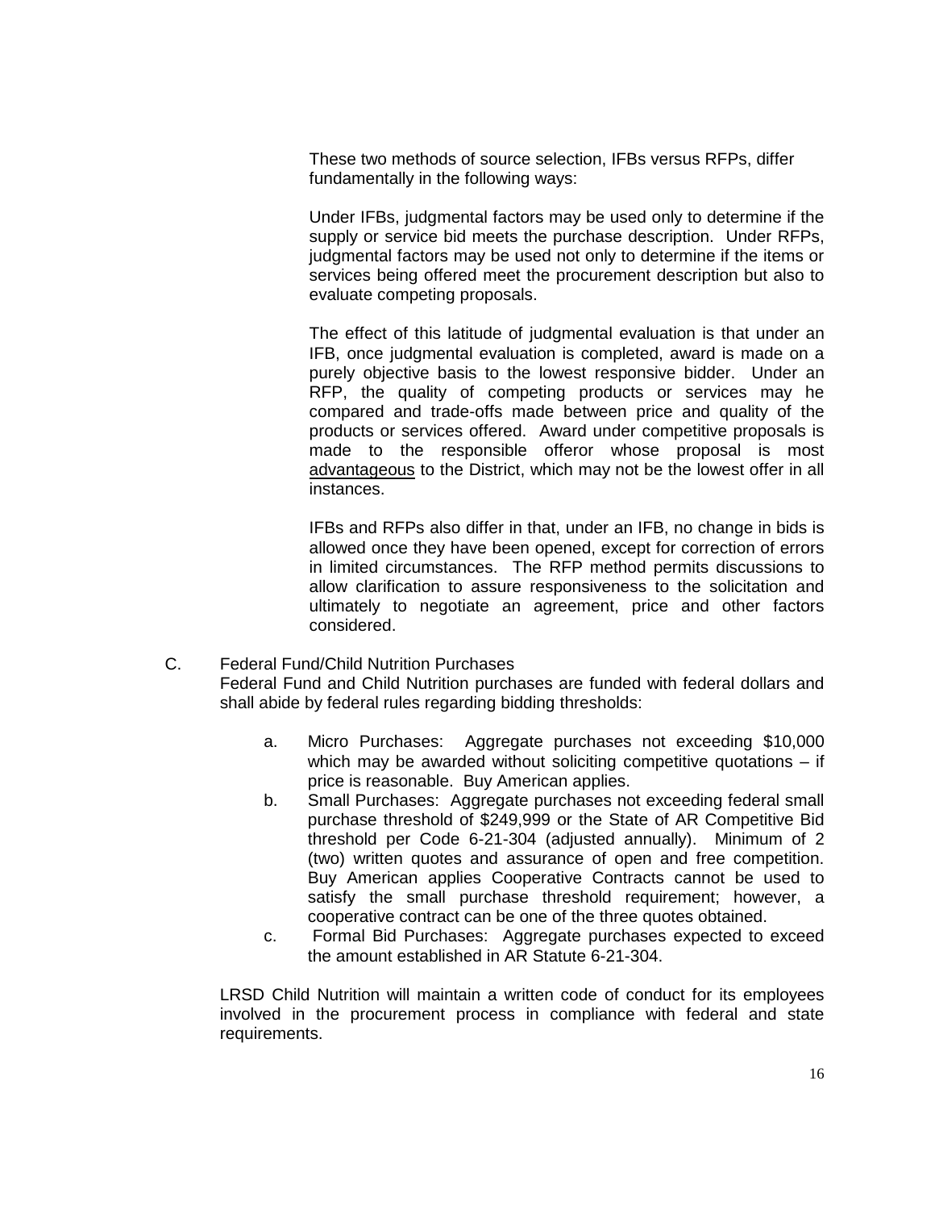These two methods of source selection, IFBs versus RFPs, differ fundamentally in the following ways:

Under IFBs, judgmental factors may be used only to determine if the supply or service bid meets the purchase description. Under RFPs, judgmental factors may be used not only to determine if the items or services being offered meet the procurement description but also to evaluate competing proposals.

The effect of this latitude of judgmental evaluation is that under an IFB, once judgmental evaluation is completed, award is made on a purely objective basis to the lowest responsive bidder. Under an RFP, the quality of competing products or services may he compared and trade-offs made between price and quality of the products or services offered. Award under competitive proposals is made to the responsible offeror whose proposal is most <u>advantageous</u> to the District, which may not be the lowest offer in all instances.

IFBs and RFPs also differ in that, under an IFB, no change in bids is allowed once they have been opened, except for correction of errors in limited circumstances. The RFP method permits discussions to allow clarification to assure responsiveness to the solicitation and ultimately to negotiate an agreement, price and other factors considered.

C. Federal Fund/Child Nutrition Purchases

Federal Fund and Child Nutrition purchases are funded with federal dollars and shall abide by federal rules regarding bidding thresholds:

a. Micro Purchases: Aggregate purchases not exceeding $10,000 which may be awarded without soliciting competitive quotations – if price is reasonable. Buy American applies.

b. Small Purchases: Aggregate purchases not exceeding federal small purchase threshold of $249,999 or the State of AR Competitive Bid threshold per Code 6-21-304 (adjusted annually). Minimum of 2 (two) written quotes and assurance of open and free competition. Buy American applies Cooperative Contracts cannot be used to satisfy the small purchase threshold requirement; however, a cooperative contract can be one of the three quotes obtained.

c. Formal Bid Purchases: Aggregate purchases expected to exceed the amount established in AR Statute 6-21-304.

LRSD Child Nutrition will maintain a written code of conduct for its employees involved in the procurement process in compliance with federal and state requirements.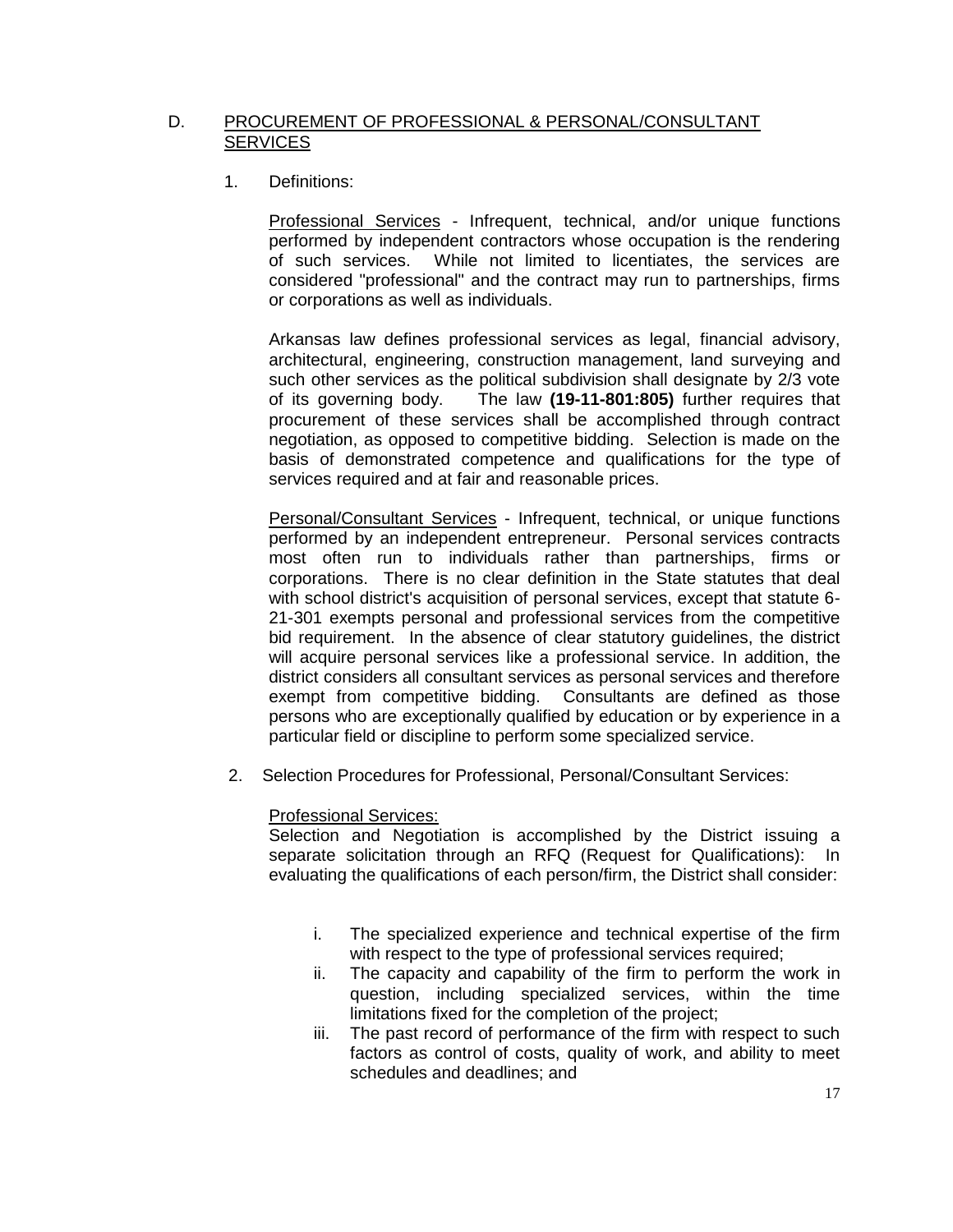## D. <u>PROCUREMENT OF PROFESSIONAL & PERSONAL/CONSULTANT SERVICES</u>

1. Definitions:

<u>Professional Services</u> - Infrequent, technical, and/or unique functions performed by independent contractors whose occupation is the rendering of such services. While not limited to licentiates, the services are considered "professional" and the contract may run to partnerships, firms or corporations as well as individuals.

Arkansas law defines professional services as legal, financial advisory, architectural, engineering, construction management, land surveying and such other services as the political subdivision shall designate by 2/3 vote of its governing body. The law **(19-11-801:805)** further requires that procurement of these services shall be accomplished through contract negotiation, as opposed to competitive bidding. Selection is made on the basis of demonstrated competence and qualifications for the type of services required and at fair and reasonable prices.

<u>Personal/Consultant Services</u> - Infrequent, technical, or unique functions performed by an independent entrepreneur. Personal services contracts most often run to individuals rather than partnerships, firms or corporations. There is no clear definition in the State statutes that deal with school district's acquisition of personal services, except that statute 6-21-301 exempts personal and professional services from the competitive bid requirement. In the absence of clear statutory guidelines, the district will acquire personal services like a professional service. In addition, the district considers all consultant services as personal services and therefore exempt from competitive bidding. Consultants are defined as those persons who are exceptionally qualified by education or by experience in a particular field or discipline to perform some specialized service.

2. Selection Procedures for Professional, Personal/Consultant Services:

<u>Professional Services:</u>
Selection and Negotiation is accomplished by the District issuing a separate solicitation through an RFQ (Request for Qualifications): In evaluating the qualifications of each person/firm, the District shall consider:

i. The specialized experience and technical expertise of the firm with respect to the type of professional services required;
ii. The capacity and capability of the firm to perform the work in question, including specialized services, within the time limitations fixed for the completion of the project;
iii. The past record of performance of the firm with respect to such factors as control of costs, quality of work, and ability to meet schedules and deadlines; and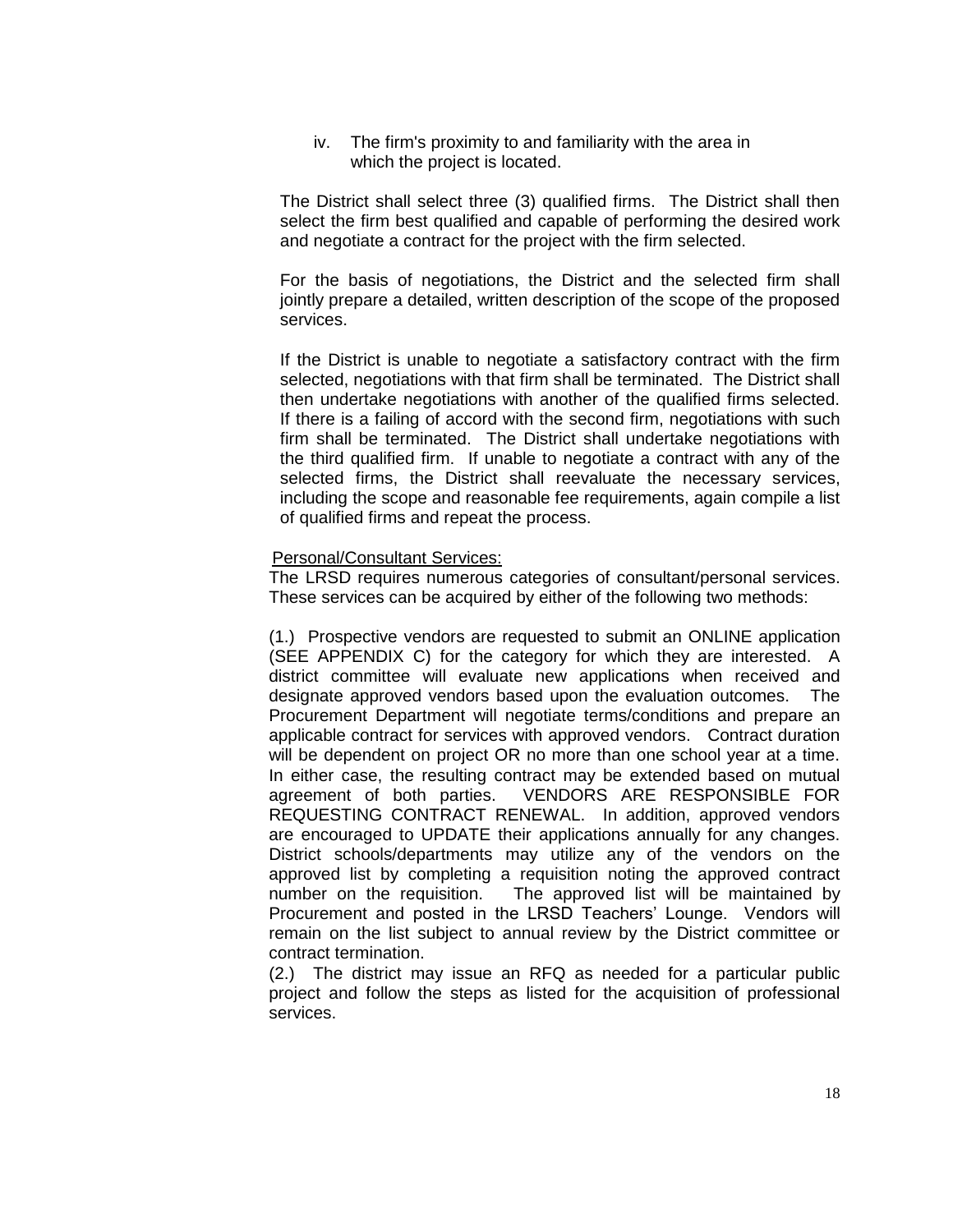iv. The firm's proximity to and familiarity with the area in which the project is located.

The District shall select three (3) qualified firms. The District shall then select the firm best qualified and capable of performing the desired work and negotiate a contract for the project with the firm selected.

For the basis of negotiations, the District and the selected firm shall jointly prepare a detailed, written description of the scope of the proposed services.

If the District is unable to negotiate a satisfactory contract with the firm selected, negotiations with that firm shall be terminated. The District shall then undertake negotiations with another of the qualified firms selected. If there is a failing of accord with the second firm, negotiations with such firm shall be terminated. The District shall undertake negotiations with the third qualified firm. If unable to negotiate a contract with any of the selected firms, the District shall reevaluate the necessary services, including the scope and reasonable fee requirements, again compile a list of qualified firms and repeat the process.

<u>Personal/Consultant Services:</u>

The LRSD requires numerous categories of consultant/personal services. These services can be acquired by either of the following two methods:

(1.) Prospective vendors are requested to submit an ONLINE application (SEE APPENDIX C) for the category for which they are interested. A district committee will evaluate new applications when received and designate approved vendors based upon the evaluation outcomes. The Procurement Department will negotiate terms/conditions and prepare an applicable contract for services with approved vendors. Contract duration will be dependent on project OR no more than one school year at a time. In either case, the resulting contract may be extended based on mutual agreement of both parties. VENDORS ARE RESPONSIBLE FOR REQUESTING CONTRACT RENEWAL. In addition, approved vendors are encouraged to UPDATE their applications annually for any changes. District schools/departments may utilize any of the vendors on the approved list by completing a requisition noting the approved contract number on the requisition. The approved list will be maintained by Procurement and posted in the LRSD Teachers' Lounge. Vendors will remain on the list subject to annual review by the District committee or contract termination.

(2.) The district may issue an RFQ as needed for a particular public project and follow the steps as listed for the acquisition of professional services.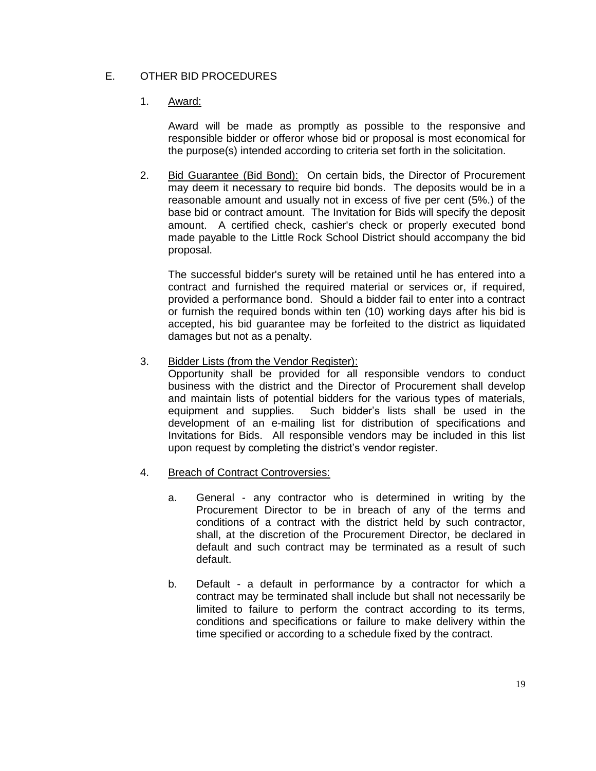## E. OTHER BID PROCEDURES

1. Award:

   Award will be made as promptly as possible to the responsive and responsible bidder or offeror whose bid or proposal is most economical for the purpose(s) intended according to criteria set forth in the solicitation.

2. Bid Guarantee (Bid Bond): On certain bids, the Director of Procurement may deem it necessary to require bid bonds. The deposits would be in a reasonable amount and usually not in excess of five per cent (5%.) of the base bid or contract amount. The Invitation for Bids will specify the deposit amount. A certified check, cashier's check or properly executed bond made payable to the Little Rock School District should accompany the bid proposal.

   The successful bidder's surety will be retained until he has entered into a contract and furnished the required material or services or, if required, provided a performance bond. Should a bidder fail to enter into a contract or furnish the required bonds within ten (10) working days after his bid is accepted, his bid guarantee may be forfeited to the district as liquidated damages but not as a penalty.

3. Bidder Lists (from the Vendor Register):
   Opportunity shall be provided for all responsible vendors to conduct business with the district and the Director of Procurement shall develop and maintain lists of potential bidders for the various types of materials, equipment and supplies. Such bidder's lists shall be used in the development of an e-mailing list for distribution of specifications and Invitations for Bids. All responsible vendors may be included in this list upon request by completing the district's vendor register.

4. Breach of Contract Controversies:

   a. General - any contractor who is determined in writing by the Procurement Director to be in breach of any of the terms and conditions of a contract with the district held by such contractor, shall, at the discretion of the Procurement Director, be declared in default and such contract may be terminated as a result of such default.

   b. Default - a default in performance by a contractor for which a contract may be terminated shall include but shall not necessarily be limited to failure to perform the contract according to its terms, conditions and specifications or failure to make delivery within the time specified or according to a schedule fixed by the contract.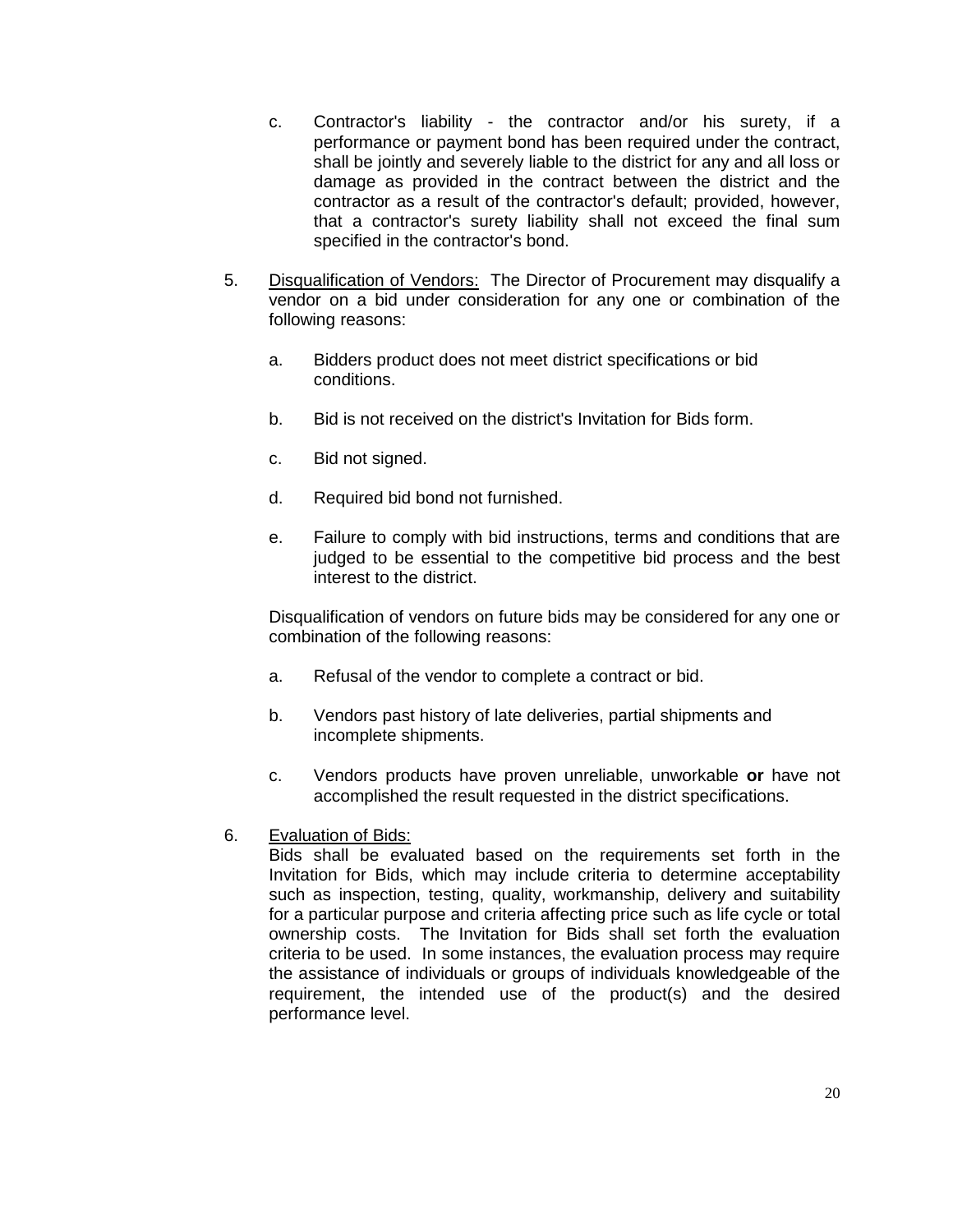c. Contractor's liability - the contractor and/or his surety, if a performance or payment bond has been required under the contract, shall be jointly and severely liable to the district for any and all loss or damage as provided in the contract between the district and the contractor as a result of the contractor's default; provided, however, that a contractor's surety liability shall not exceed the final sum specified in the contractor's bond.

5. <u>Disqualification of Vendors:</u> The Director of Procurement may disqualify a vendor on a bid under consideration for any one or combination of the following reasons:

   a. Bidders product does not meet district specifications or bid conditions.

   b. Bid is not received on the district's Invitation for Bids form.

   c. Bid not signed.

   d. Required bid bond not furnished.

   e. Failure to comply with bid instructions, terms and conditions that are judged to be essential to the competitive bid process and the best interest to the district.

   Disqualification of vendors on future bids may be considered for any one or combination of the following reasons:

   a. Refusal of the vendor to complete a contract or bid.

   b. Vendors past history of late deliveries, partial shipments and incomplete shipments.

   c. Vendors products have proven unreliable, unworkable **or** have not accomplished the result requested in the district specifications.

6. <u>Evaluation of Bids:</u>
   Bids shall be evaluated based on the requirements set forth in the Invitation for Bids, which may include criteria to determine acceptability such as inspection, testing, quality, workmanship, delivery and suitability for a particular purpose and criteria affecting price such as life cycle or total ownership costs. The Invitation for Bids shall set forth the evaluation criteria to be used. In some instances, the evaluation process may require the assistance of individuals or groups of individuals knowledgeable of the requirement, the intended use of the product(s) and the desired performance level.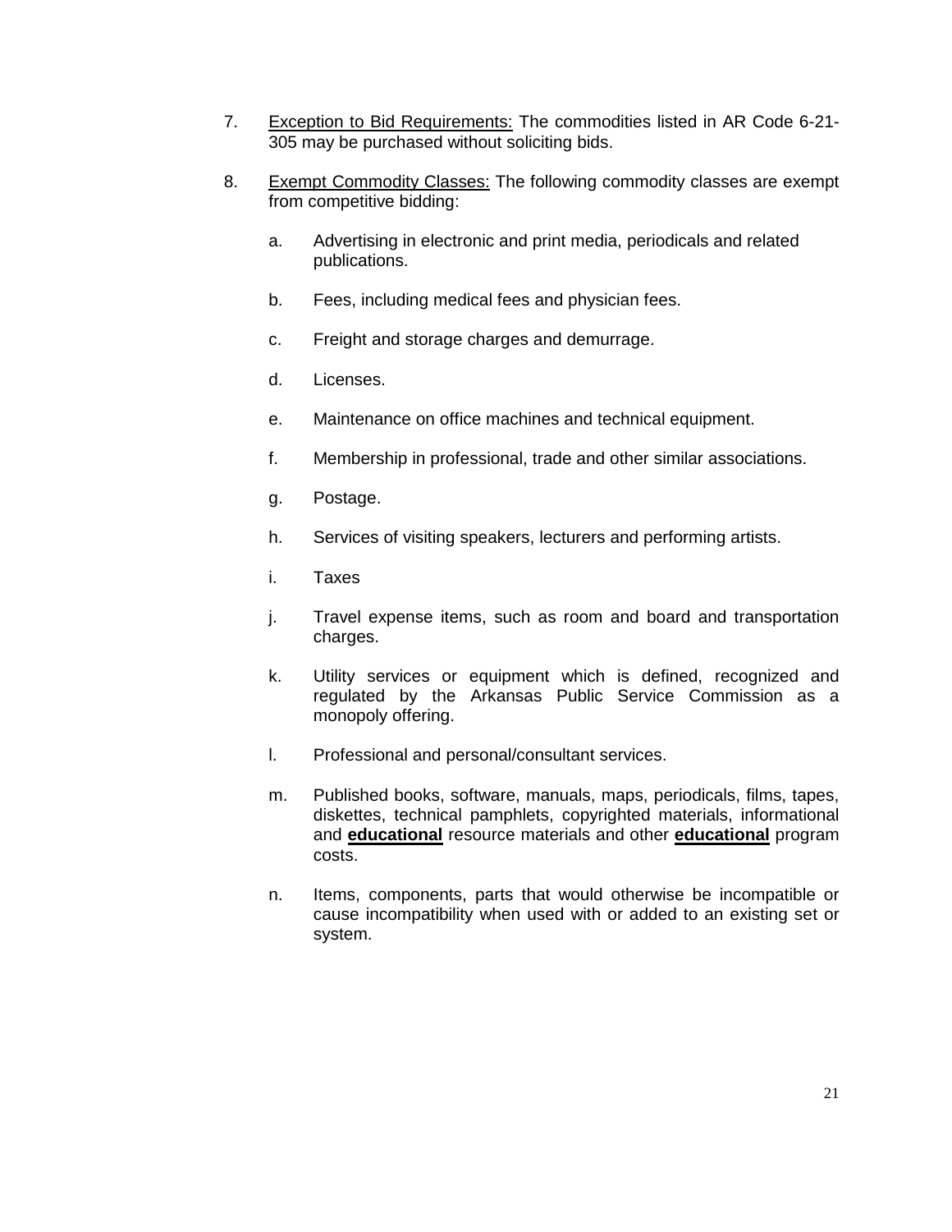7. Exception to Bid Requirements: The commodities listed in AR Code 6-21-305 may be purchased without soliciting bids.

8. Exempt Commodity Classes: The following commodity classes are exempt from competitive bidding:

   a. Advertising in electronic and print media, periodicals and related publications.

   b. Fees, including medical fees and physician fees.

   c. Freight and storage charges and demurrage.

   d. Licenses.

   e. Maintenance on office machines and technical equipment.

   f. Membership in professional, trade and other similar associations.

   g. Postage.

   h. Services of visiting speakers, lecturers and performing artists.

   i. Taxes

   j. Travel expense items, such as room and board and transportation charges.

   k. Utility services or equipment which is defined, recognized and regulated by the Arkansas Public Service Commission as a monopoly offering.

   l. Professional and personal/consultant services.

   m. Published books, software, manuals, maps, periodicals, films, tapes, diskettes, technical pamphlets, copyrighted materials, informational and **educational** resource materials and other **educational** program costs.

   n. Items, components, parts that would otherwise be incompatible or cause incompatibility when used with or added to an existing set or system.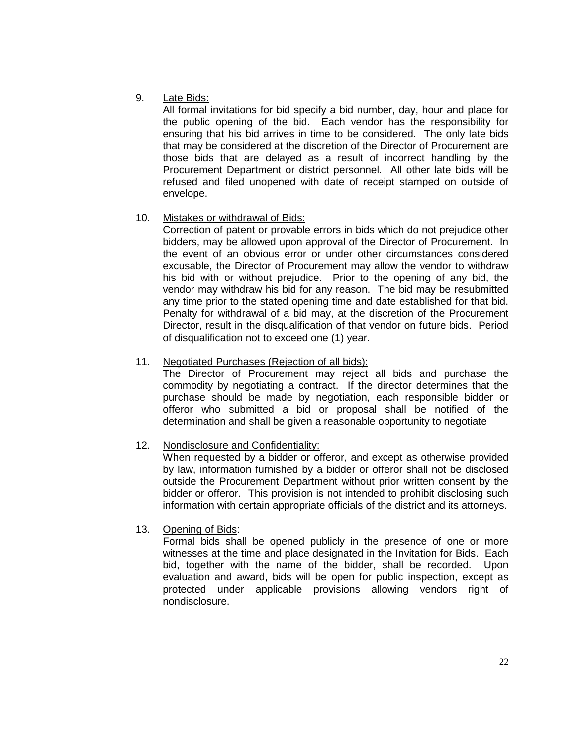9. <u>Late Bids:</u>
   All formal invitations for bid specify a bid number, day, hour and place for the public opening of the bid. Each vendor has the responsibility for ensuring that his bid arrives in time to be considered. The only late bids that may be considered at the discretion of the Director of Procurement are those bids that are delayed as a result of incorrect handling by the Procurement Department or district personnel. All other late bids will be refused and filed unopened with date of receipt stamped on outside of envelope.

10. <u>Mistakes or withdrawal of Bids:</u>
    Correction of patent or provable errors in bids which do not prejudice other bidders, may be allowed upon approval of the Director of Procurement. In the event of an obvious error or under other circumstances considered excusable, the Director of Procurement may allow the vendor to withdraw his bid with or without prejudice. Prior to the opening of any bid, the vendor may withdraw his bid for any reason. The bid may be resubmitted any time prior to the stated opening time and date established for that bid. Penalty for withdrawal of a bid may, at the discretion of the Procurement Director, result in the disqualification of that vendor on future bids. Period of disqualification not to exceed one (1) year.

11. <u>Negotiated Purchases (Rejection of all bids):</u>
    The Director of Procurement may reject all bids and purchase the commodity by negotiating a contract. If the director determines that the purchase should be made by negotiation, each responsible bidder or offeror who submitted a bid or proposal shall be notified of the determination and shall be given a reasonable opportunity to negotiate

12. <u>Nondisclosure and Confidentiality:</u>
    When requested by a bidder or offeror, and except as otherwise provided by law, information furnished by a bidder or offeror shall not be disclosed outside the Procurement Department without prior written consent by the bidder or offeror. This provision is not intended to prohibit disclosing such information with certain appropriate officials of the district and its attorneys.

13. <u>Opening of Bids</u>:
    Formal bids shall be opened publicly in the presence of one or more witnesses at the time and place designated in the Invitation for Bids. Each bid, together with the name of the bidder, shall be recorded. Upon evaluation and award, bids will be open for public inspection, except as protected under applicable provisions allowing vendors right of nondisclosure.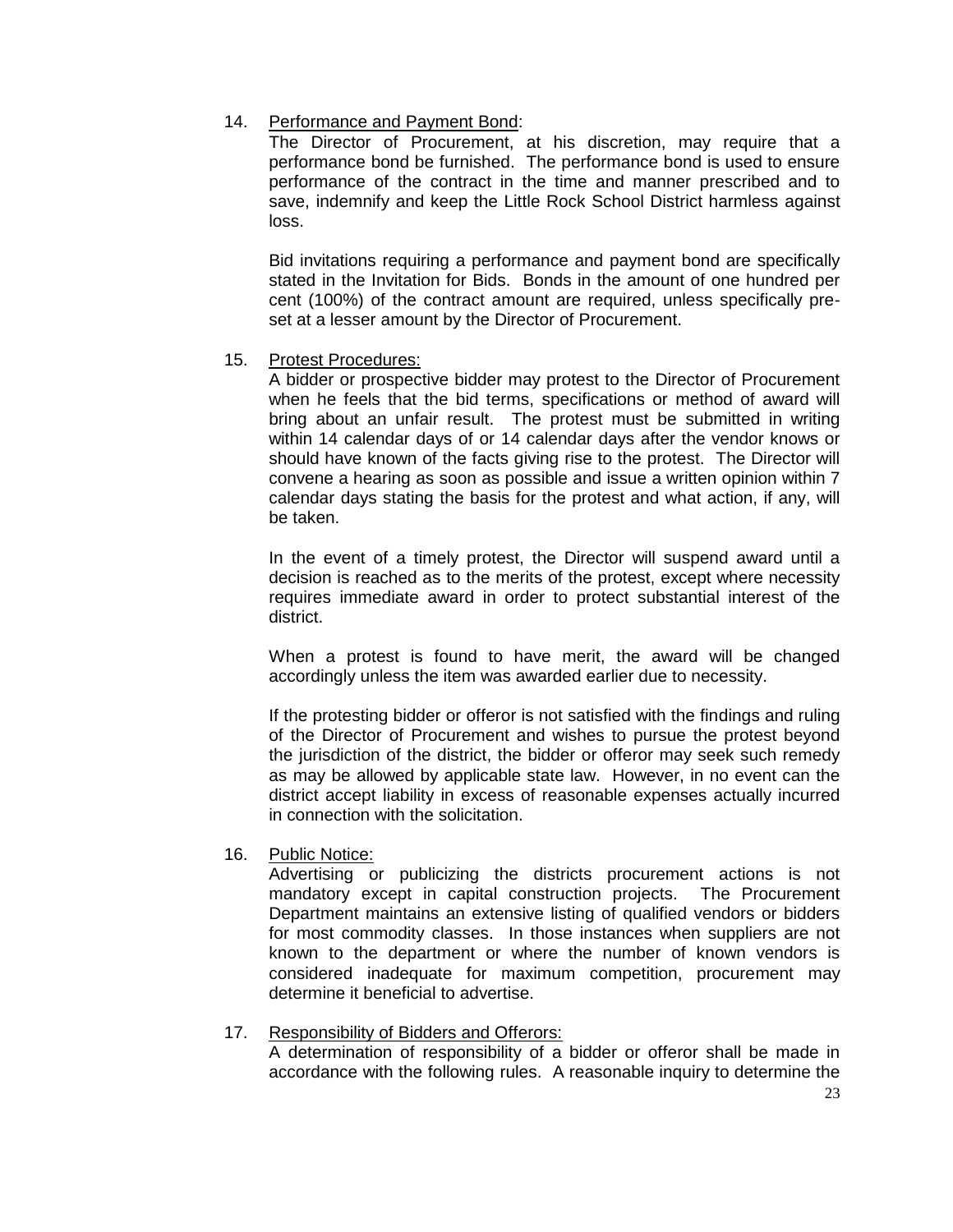14. <u>Performance and Payment Bond</u>:

    The Director of Procurement, at his discretion, may require that a performance bond be furnished. The performance bond is used to ensure performance of the contract in the time and manner prescribed and to save, indemnify and keep the Little Rock School District harmless against loss.

    Bid invitations requiring a performance and payment bond are specifically stated in the Invitation for Bids. Bonds in the amount of one hundred per cent (100%) of the contract amount are required, unless specifically pre-set at a lesser amount by the Director of Procurement.

15. <u>Protest Procedures:</u>

    A bidder or prospective bidder may protest to the Director of Procurement when he feels that the bid terms, specifications or method of award will bring about an unfair result. The protest must be submitted in writing within 14 calendar days of or 14 calendar days after the vendor knows or should have known of the facts giving rise to the protest. The Director will convene a hearing as soon as possible and issue a written opinion within 7 calendar days stating the basis for the protest and what action, if any, will be taken.

    In the event of a timely protest, the Director will suspend award until a decision is reached as to the merits of the protest, except where necessity requires immediate award in order to protect substantial interest of the district.

    When a protest is found to have merit, the award will be changed accordingly unless the item was awarded earlier due to necessity.

    If the protesting bidder or offeror is not satisfied with the findings and ruling of the Director of Procurement and wishes to pursue the protest beyond the jurisdiction of the district, the bidder or offeror may seek such remedy as may be allowed by applicable state law. However, in no event can the district accept liability in excess of reasonable expenses actually incurred in connection with the solicitation.

16. <u>Public Notice:</u>

    Advertising or publicizing the districts procurement actions is not mandatory except in capital construction projects. The Procurement Department maintains an extensive listing of qualified vendors or bidders for most commodity classes. In those instances when suppliers are not known to the department or where the number of known vendors is considered inadequate for maximum competition, procurement may determine it beneficial to advertise.

17. <u>Responsibility of Bidders and Offerors:</u>

    A determination of responsibility of a bidder or offeror shall be made in accordance with the following rules. A reasonable inquiry to determine the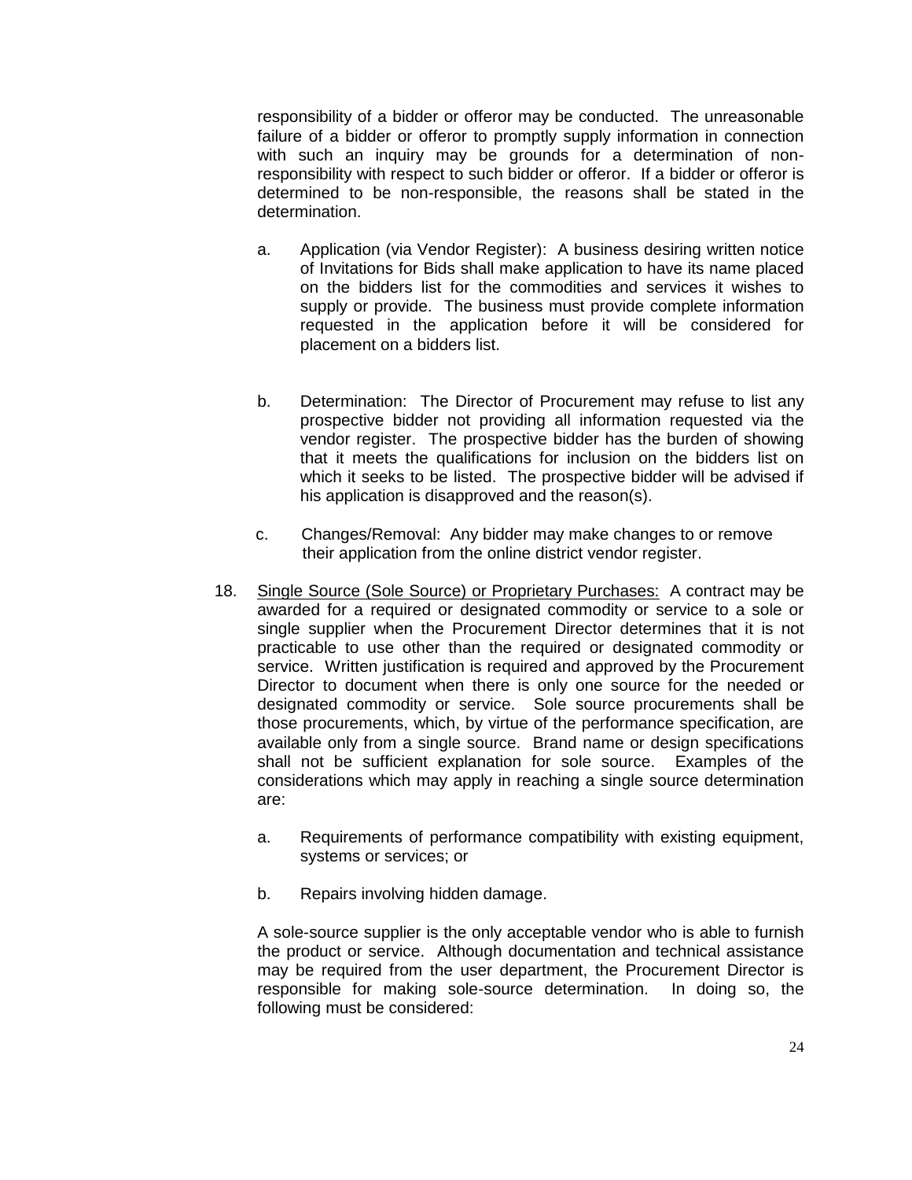responsibility of a bidder or offeror may be conducted. The unreasonable failure of a bidder or offeror to promptly supply information in connection with such an inquiry may be grounds for a determination of non-responsibility with respect to such bidder or offeror. If a bidder or offeror is determined to be non-responsible, the reasons shall be stated in the determination.

a. Application (via Vendor Register): A business desiring written notice of Invitations for Bids shall make application to have its name placed on the bidders list for the commodities and services it wishes to supply or provide. The business must provide complete information requested in the application before it will be considered for placement on a bidders list.

b. Determination: The Director of Procurement may refuse to list any prospective bidder not providing all information requested via the vendor register. The prospective bidder has the burden of showing that it meets the qualifications for inclusion on the bidders list on which it seeks to be listed. The prospective bidder will be advised if his application is disapproved and the reason(s).

c. Changes/Removal: Any bidder may make changes to or remove their application from the online district vendor register.

18. Single Source (Sole Source) or Proprietary Purchases: A contract may be awarded for a required or designated commodity or service to a sole or single supplier when the Procurement Director determines that it is not practicable to use other than the required or designated commodity or service. Written justification is required and approved by the Procurement Director to document when there is only one source for the needed or designated commodity or service. Sole source procurements shall be those procurements, which, by virtue of the performance specification, are available only from a single source. Brand name or design specifications shall not be sufficient explanation for sole source. Examples of the considerations which may apply in reaching a single source determination are:

    a. Requirements of performance compatibility with existing equipment, systems or services; or

    b. Repairs involving hidden damage.

    A sole-source supplier is the only acceptable vendor who is able to furnish the product or service. Although documentation and technical assistance may be required from the user department, the Procurement Director is responsible for making sole-source determination. In doing so, the following must be considered: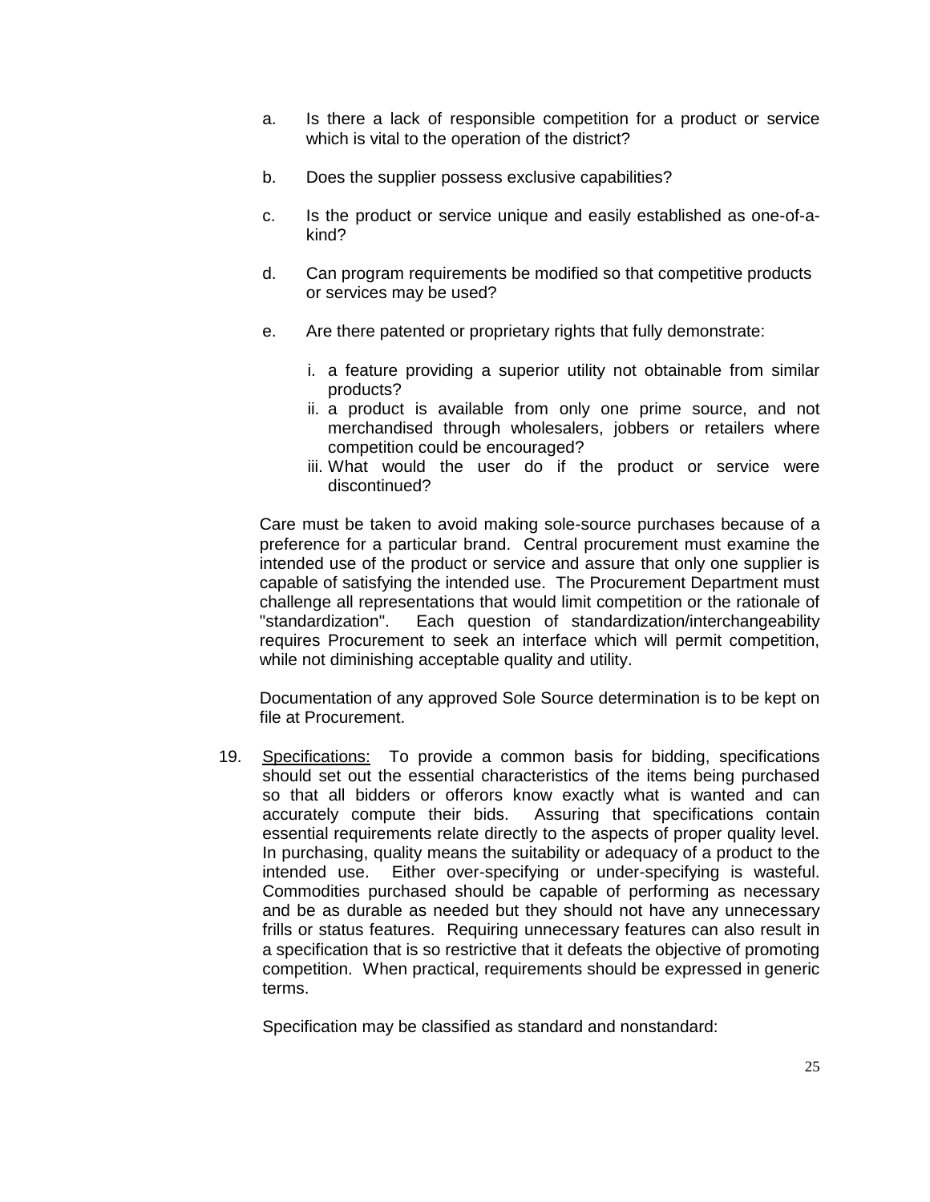a. Is there a lack of responsible competition for a product or service which is vital to the operation of the district?

b. Does the supplier possess exclusive capabilities?

c. Is the product or service unique and easily established as one-of-a-kind?

d. Can program requirements be modified so that competitive products or services may be used?

e. Are there patented or proprietary rights that fully demonstrate:

   i. a feature providing a superior utility not obtainable from similar products?
   ii. a product is available from only one prime source, and not merchandised through wholesalers, jobbers or retailers where competition could be encouraged?
   iii. What would the user do if the product or service were discontinued?

Care must be taken to avoid making sole-source purchases because of a preference for a particular brand. Central procurement must examine the intended use of the product or service and assure that only one supplier is capable of satisfying the intended use. The Procurement Department must challenge all representations that would limit competition or the rationale of "standardization". Each question of standardization/interchangeability requires Procurement to seek an interface which will permit competition, while not diminishing acceptable quality and utility.

Documentation of any approved Sole Source determination is to be kept on file at Procurement.

19. <u>Specifications:</u> To provide a common basis for bidding, specifications should set out the essential characteristics of the items being purchased so that all bidders or offerors know exactly what is wanted and can accurately compute their bids. Assuring that specifications contain essential requirements relate directly to the aspects of proper quality level. In purchasing, quality means the suitability or adequacy of a product to the intended use. Either over-specifying or under-specifying is wasteful. Commodities purchased should be capable of performing as necessary and be as durable as needed but they should not have any unnecessary frills or status features. Requiring unnecessary features can also result in a specification that is so restrictive that it defeats the objective of promoting competition. When practical, requirements should be expressed in generic terms.

    Specification may be classified as standard and nonstandard: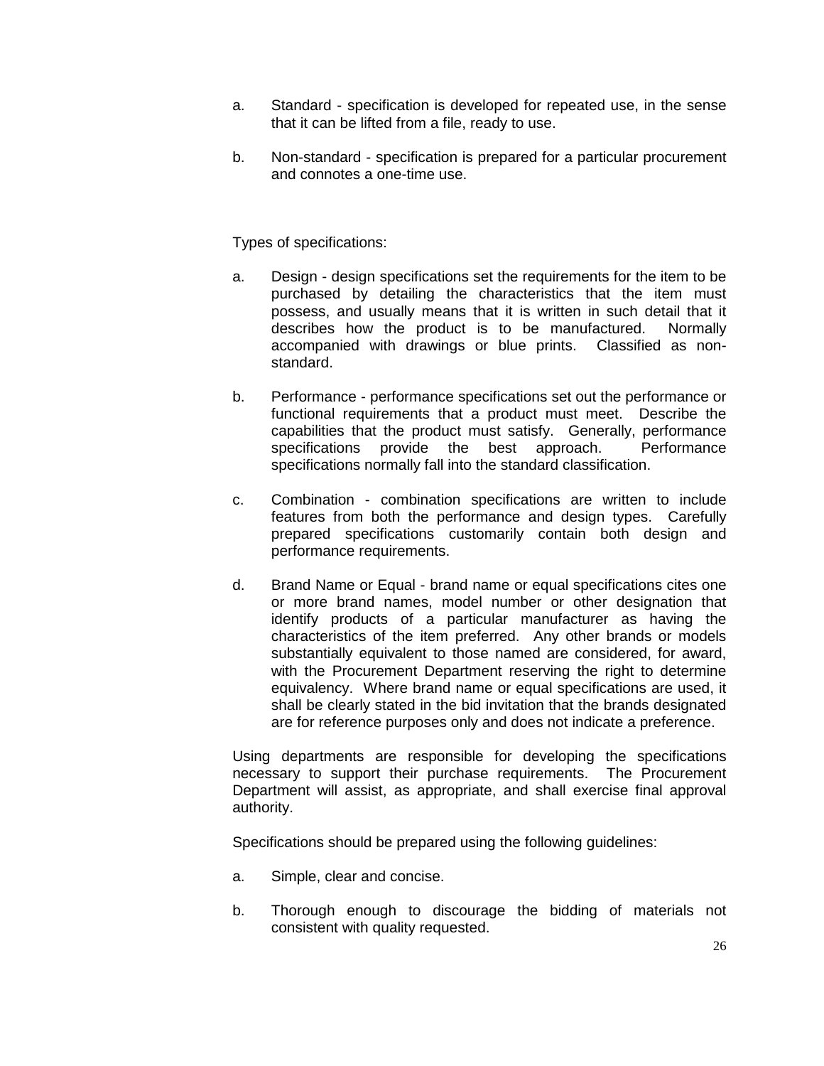a. Standard - specification is developed for repeated use, in the sense that it can be lifted from a file, ready to use.

b. Non-standard - specification is prepared for a particular procurement and connotes a one-time use.

Types of specifications:

a. Design - design specifications set the requirements for the item to be purchased by detailing the characteristics that the item must possess, and usually means that it is written in such detail that it describes how the product is to be manufactured. Normally accompanied with drawings or blue prints. Classified as non-standard.

b. Performance - performance specifications set out the performance or functional requirements that a product must meet. Describe the capabilities that the product must satisfy. Generally, performance specifications provide the best approach. Performance specifications normally fall into the standard classification.

c. Combination - combination specifications are written to include features from both the performance and design types. Carefully prepared specifications customarily contain both design and performance requirements.

d. Brand Name or Equal - brand name or equal specifications cites one or more brand names, model number or other designation that identify products of a particular manufacturer as having the characteristics of the item preferred. Any other brands or models substantially equivalent to those named are considered, for award, with the Procurement Department reserving the right to determine equivalency. Where brand name or equal specifications are used, it shall be clearly stated in the bid invitation that the brands designated are for reference purposes only and does not indicate a preference.

Using departments are responsible for developing the specifications necessary to support their purchase requirements. The Procurement Department will assist, as appropriate, and shall exercise final approval authority.

Specifications should be prepared using the following guidelines:

a. Simple, clear and concise.

b. Thorough enough to discourage the bidding of materials not consistent with quality requested.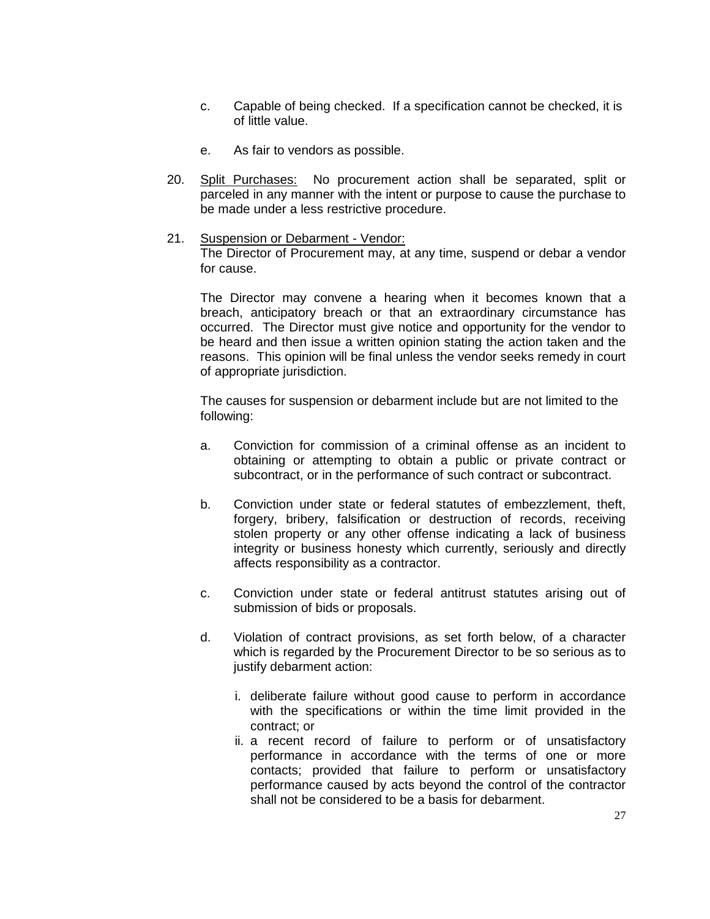c. Capable of being checked. If a specification cannot be checked, it is of little value.

e. As fair to vendors as possible.

20. <u>Split Purchases:</u> No procurement action shall be separated, split or parceled in any manner with the intent or purpose to cause the purchase to be made under a less restrictive procedure.

21. <u>Suspension or Debarment - Vendor:</u>
The Director of Procurement may, at any time, suspend or debar a vendor for cause.

The Director may convene a hearing when it becomes known that a breach, anticipatory breach or that an extraordinary circumstance has occurred. The Director must give notice and opportunity for the vendor to be heard and then issue a written opinion stating the action taken and the reasons. This opinion will be final unless the vendor seeks remedy in court of appropriate jurisdiction.

The causes for suspension or debarment include but are not limited to the following:

a. Conviction for commission of a criminal offense as an incident to obtaining or attempting to obtain a public or private contract or subcontract, or in the performance of such contract or subcontract.

b. Conviction under state or federal statutes of embezzlement, theft, forgery, bribery, falsification or destruction of records, receiving stolen property or any other offense indicating a lack of business integrity or business honesty which currently, seriously and directly affects responsibility as a contractor.

c. Conviction under state or federal antitrust statutes arising out of submission of bids or proposals.

d. Violation of contract provisions, as set forth below, of a character which is regarded by the Procurement Director to be so serious as to justify debarment action:

   i. deliberate failure without good cause to perform in accordance with the specifications or within the time limit provided in the contract; or
   ii. a recent record of failure to perform or of unsatisfactory performance in accordance with the terms of one or more contacts; provided that failure to perform or unsatisfactory performance caused by acts beyond the control of the contractor shall not be considered to be a basis for debarment.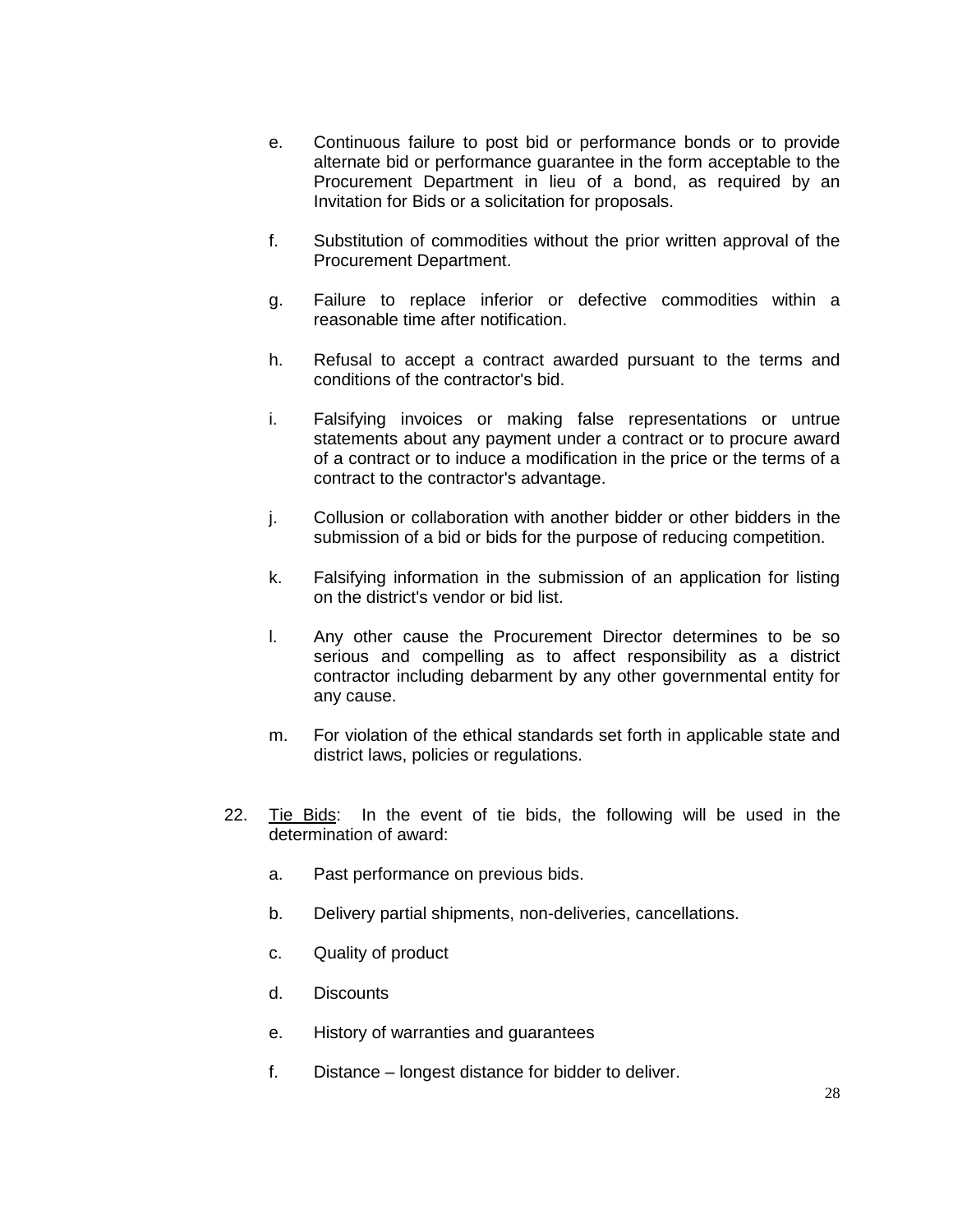e. Continuous failure to post bid or performance bonds or to provide alternate bid or performance guarantee in the form acceptable to the Procurement Department in lieu of a bond, as required by an Invitation for Bids or a solicitation for proposals.

f. Substitution of commodities without the prior written approval of the Procurement Department.

g. Failure to replace inferior or defective commodities within a reasonable time after notification.

h. Refusal to accept a contract awarded pursuant to the terms and conditions of the contractor's bid.

i. Falsifying invoices or making false representations or untrue statements about any payment under a contract or to procure award of a contract or to induce a modification in the price or the terms of a contract to the contractor's advantage.

j. Collusion or collaboration with another bidder or other bidders in the submission of a bid or bids for the purpose of reducing competition.

k. Falsifying information in the submission of an application for listing on the district's vendor or bid list.

l. Any other cause the Procurement Director determines to be so serious and compelling as to affect responsibility as a district contractor including debarment by any other governmental entity for any cause.

m. For violation of the ethical standards set forth in applicable state and district laws, policies or regulations.

22. Tie Bids: In the event of tie bids, the following will be used in the determination of award:

a. Past performance on previous bids.

b. Delivery partial shipments, non-deliveries, cancellations.

c. Quality of product

d. Discounts

e. History of warranties and guarantees

f. Distance – longest distance for bidder to deliver.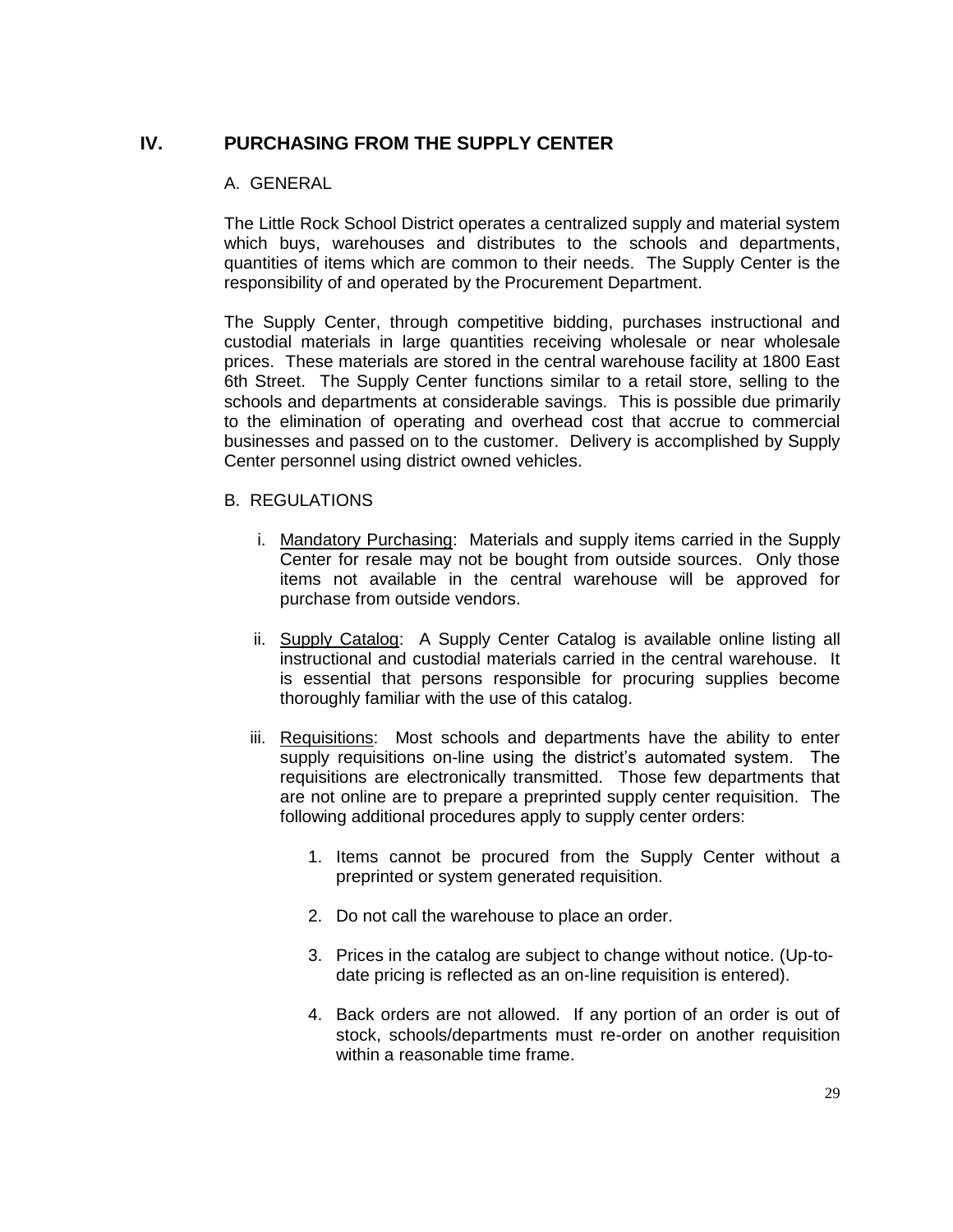## IV. PURCHASING FROM THE SUPPLY CENTER

### A. GENERAL

The Little Rock School District operates a centralized supply and material system which buys, warehouses and distributes to the schools and departments, quantities of items which are common to their needs. The Supply Center is the responsibility of and operated by the Procurement Department.

The Supply Center, through competitive bidding, purchases instructional and custodial materials in large quantities receiving wholesale or near wholesale prices. These materials are stored in the central warehouse facility at 1800 East 6th Street. The Supply Center functions similar to a retail store, selling to the schools and departments at considerable savings. This is possible due primarily to the elimination of operating and overhead cost that accrue to commercial businesses and passed on to the customer. Delivery is accomplished by Supply Center personnel using district owned vehicles.

### B. REGULATIONS

i. <u>Mandatory Purchasing</u>: Materials and supply items carried in the Supply Center for resale may not be bought from outside sources. Only those items not available in the central warehouse will be approved for purchase from outside vendors.

ii. <u>Supply Catalog</u>: A Supply Center Catalog is available online listing all instructional and custodial materials carried in the central warehouse. It is essential that persons responsible for procuring supplies become thoroughly familiar with the use of this catalog.

iii. <u>Requisitions</u>: Most schools and departments have the ability to enter supply requisitions on-line using the district's automated system. The requisitions are electronically transmitted. Those few departments that are not online are to prepare a preprinted supply center requisition. The following additional procedures apply to supply center orders:

1. Items cannot be procured from the Supply Center without a preprinted or system generated requisition.

2. Do not call the warehouse to place an order.

3. Prices in the catalog are subject to change without notice. (Up-to-date pricing is reflected as an on-line requisition is entered).

4. Back orders are not allowed. If any portion of an order is out of stock, schools/departments must re-order on another requisition within a reasonable time frame.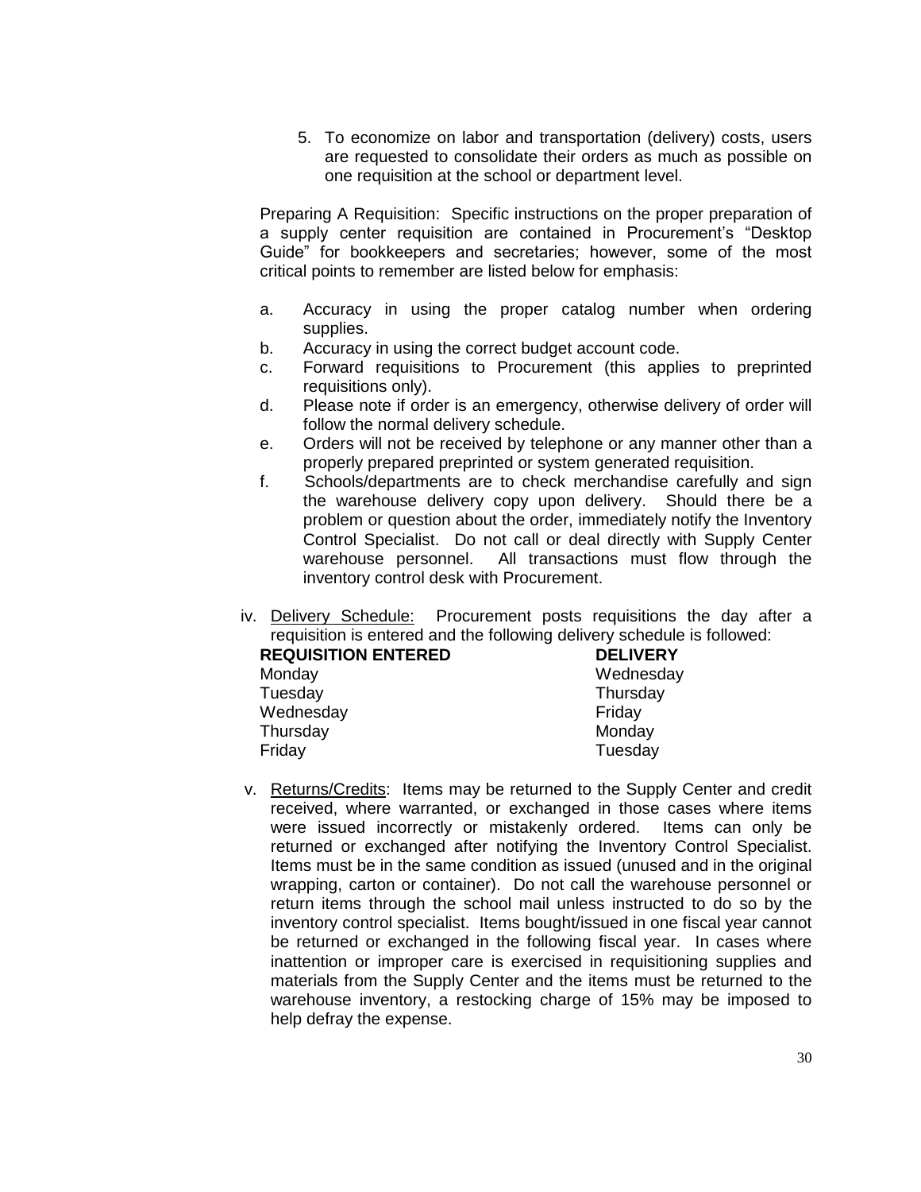5. To economize on labor and transportation (delivery) costs, users are requested to consolidate their orders as much as possible on one requisition at the school or department level.

Preparing A Requisition: Specific instructions on the proper preparation of a supply center requisition are contained in Procurement's "Desktop Guide" for bookkeepers and secretaries; however, some of the most critical points to remember are listed below for emphasis:

a. Accuracy in using the proper catalog number when ordering supplies.
b. Accuracy in using the correct budget account code.
c. Forward requisitions to Procurement (this applies to preprinted requisitions only).
d. Please note if order is an emergency, otherwise delivery of order will follow the normal delivery schedule.
e. Orders will not be received by telephone or any manner other than a properly prepared preprinted or system generated requisition.
f. Schools/departments are to check merchandise carefully and sign the warehouse delivery copy upon delivery. Should there be a problem or question about the order, immediately notify the Inventory Control Specialist. Do not call or deal directly with Supply Center warehouse personnel. All transactions must flow through the inventory control desk with Procurement.

iv. <u>Delivery Schedule:</u> Procurement posts requisitions the day after a requisition is entered and the following delivery schedule is followed:

| **REQUISITION ENTERED** | **DELIVERY** |
|---|---|
| Monday | Wednesday |
| Tuesday | Thursday |
| Wednesday | Friday |
| Thursday | Monday |
| Friday | Tuesday |

v. <u>Returns/Credits</u>: Items may be returned to the Supply Center and credit received, where warranted, or exchanged in those cases where items were issued incorrectly or mistakenly ordered. Items can only be returned or exchanged after notifying the Inventory Control Specialist. Items must be in the same condition as issued (unused and in the original wrapping, carton or container). Do not call the warehouse personnel or return items through the school mail unless instructed to do so by the inventory control specialist. Items bought/issued in one fiscal year cannot be returned or exchanged in the following fiscal year. In cases where inattention or improper care is exercised in requisitioning supplies and materials from the Supply Center and the items must be returned to the warehouse inventory, a restocking charge of 15% may be imposed to help defray the expense.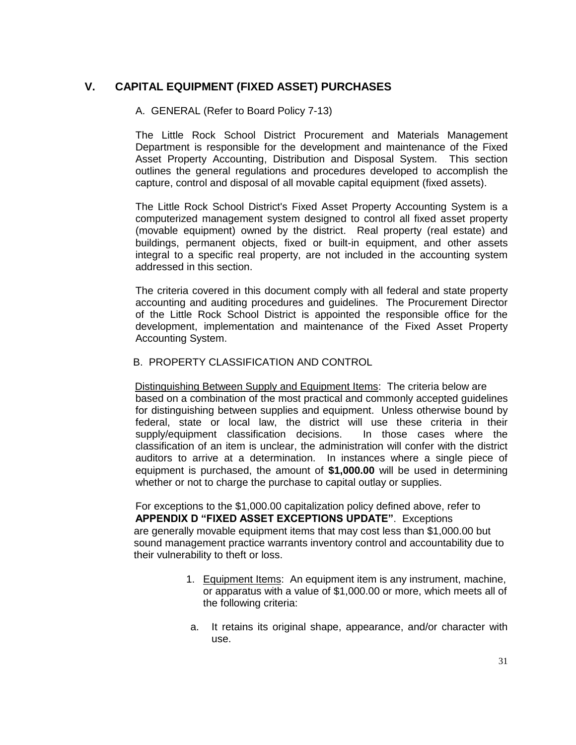## V. CAPITAL EQUIPMENT (FIXED ASSET) PURCHASES

### A. GENERAL (Refer to Board Policy 7-13)

The Little Rock School District Procurement and Materials Management Department is responsible for the development and maintenance of the Fixed Asset Property Accounting, Distribution and Disposal System. This section outlines the general regulations and procedures developed to accomplish the capture, control and disposal of all movable capital equipment (fixed assets).

The Little Rock School District's Fixed Asset Property Accounting System is a computerized management system designed to control all fixed asset property (movable equipment) owned by the district. Real property (real estate) and buildings, permanent objects, fixed or built-in equipment, and other assets integral to a specific real property, are not included in the accounting system addressed in this section.

The criteria covered in this document comply with all federal and state property accounting and auditing procedures and guidelines. The Procurement Director of the Little Rock School District is appointed the responsible office for the development, implementation and maintenance of the Fixed Asset Property Accounting System.

### B. PROPERTY CLASSIFICATION AND CONTROL

Distinguishing Between Supply and Equipment Items: The criteria below are based on a combination of the most practical and commonly accepted guidelines for distinguishing between supplies and equipment. Unless otherwise bound by federal, state or local law, the district will use these criteria in their supply/equipment classification decisions. In those cases where the classification of an item is unclear, the administration will confer with the district auditors to arrive at a determination. In instances where a single piece of equipment is purchased, the amount of **$1,000.00** will be used in determining whether or not to charge the purchase to capital outlay or supplies.

For exceptions to the $1,000.00 capitalization policy defined above, refer to **APPENDIX D "FIXED ASSET EXCEPTIONS UPDATE"**. Exceptions are generally movable equipment items that may cost less than $1,000.00 but sound management practice warrants inventory control and accountability due to their vulnerability to theft or loss.

1. Equipment Items: An equipment item is any instrument, machine, or apparatus with a value of $1,000.00 or more, which meets all of the following criteria:

   a. It retains its original shape, appearance, and/or character with use.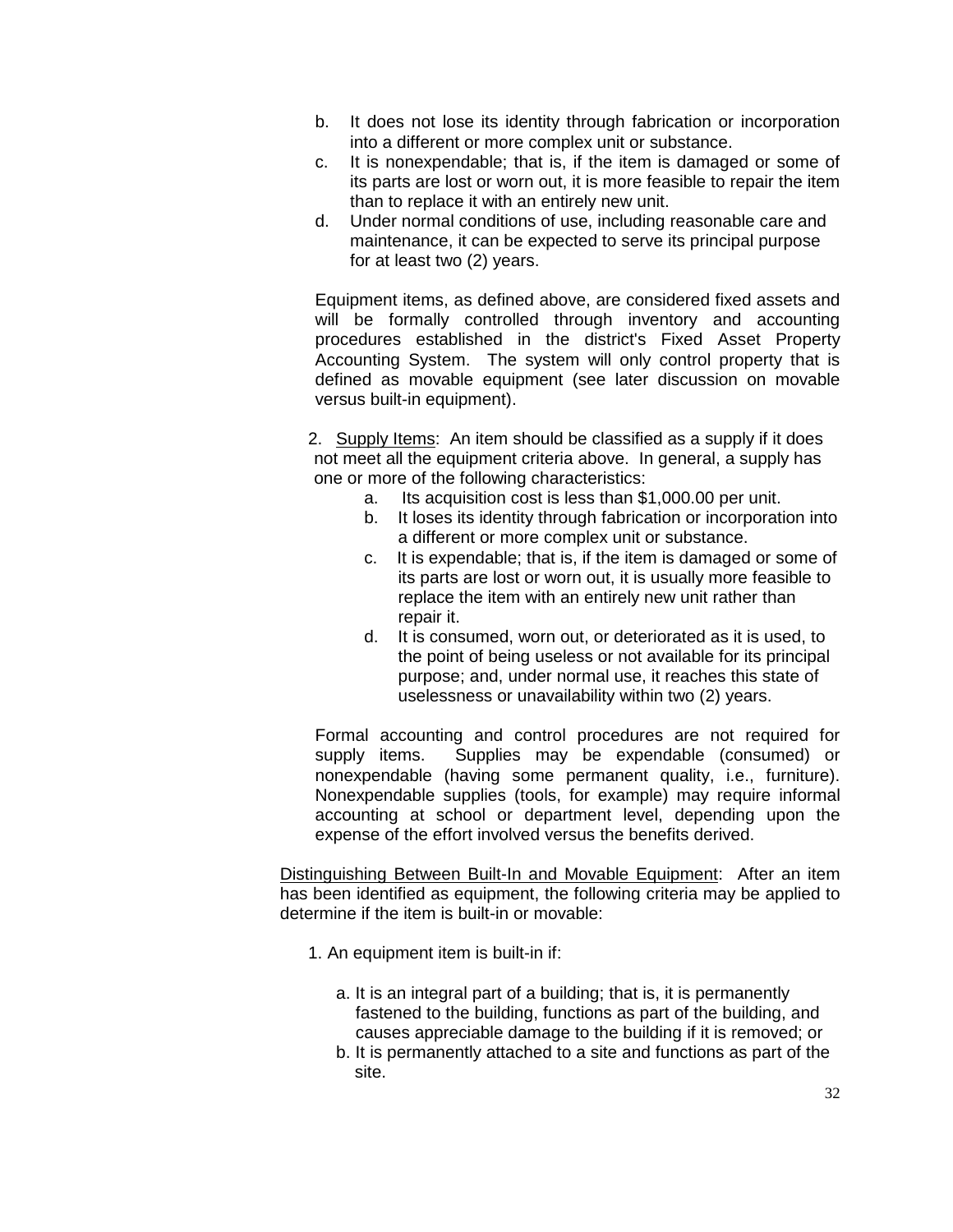b. It does not lose its identity through fabrication or incorporation into a different or more complex unit or substance.
c. It is nonexpendable; that is, if the item is damaged or some of its parts are lost or worn out, it is more feasible to repair the item than to replace it with an entirely new unit.
d. Under normal conditions of use, including reasonable care and maintenance, it can be expected to serve its principal purpose for at least two (2) years.

Equipment items, as defined above, are considered fixed assets and will be formally controlled through inventory and accounting procedures established in the district's Fixed Asset Property Accounting System. The system will only control property that is defined as movable equipment (see later discussion on movable versus built-in equipment).

2. <u>Supply Items</u>: An item should be classified as a supply if it does not meet all the equipment criteria above. In general, a supply has one or more of the following characteristics:
    a. Its acquisition cost is less than $1,000.00 per unit.
    b. It loses its identity through fabrication or incorporation into a different or more complex unit or substance.
    c. It is expendable; that is, if the item is damaged or some of its parts are lost or worn out, it is usually more feasible to replace the item with an entirely new unit rather than repair it.
    d. It is consumed, worn out, or deteriorated as it is used, to the point of being useless or not available for its principal purpose; and, under normal use, it reaches this state of uselessness or unavailability within two (2) years.

Formal accounting and control procedures are not required for supply items. Supplies may be expendable (consumed) or nonexpendable (having some permanent quality, i.e., furniture). Nonexpendable supplies (tools, for example) may require informal accounting at school or department level, depending upon the expense of the effort involved versus the benefits derived.

<u>Distinguishing Between Built-In and Movable Equipment</u>: After an item has been identified as equipment, the following criteria may be applied to determine if the item is built-in or movable:

1. An equipment item is built-in if:

    a. It is an integral part of a building; that is, it is permanently fastened to the building, functions as part of the building, and causes appreciable damage to the building if it is removed; or
    b. It is permanently attached to a site and functions as part of the site.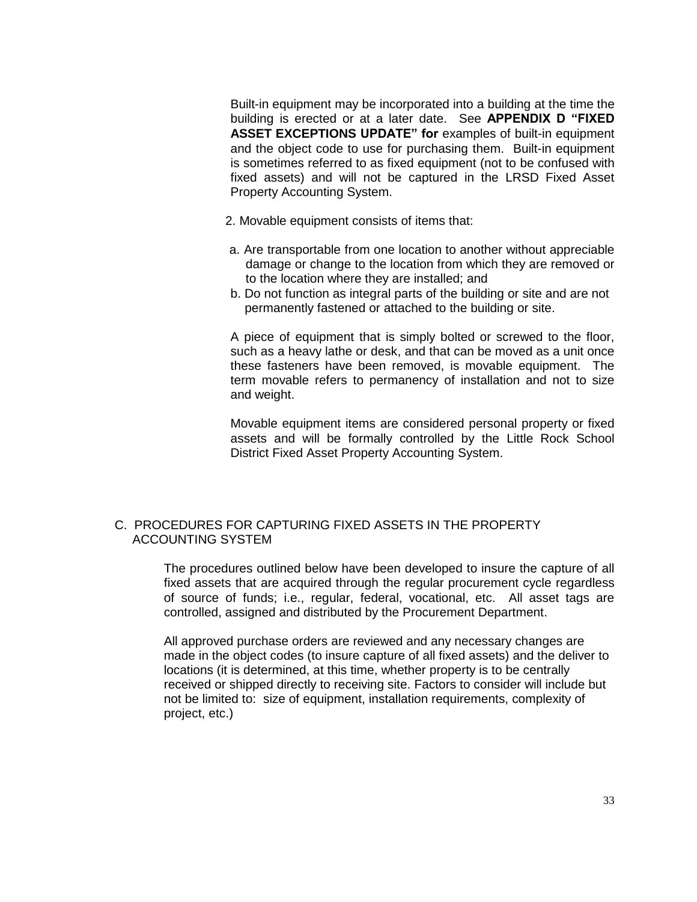Built-in equipment may be incorporated into a building at the time the building is erected or at a later date. See **APPENDIX D "FIXED ASSET EXCEPTIONS UPDATE" for** examples of built-in equipment and the object code to use for purchasing them. Built-in equipment is sometimes referred to as fixed equipment (not to be confused with fixed assets) and will not be captured in the LRSD Fixed Asset Property Accounting System.

2. Movable equipment consists of items that:

   a. Are transportable from one location to another without appreciable damage or change to the location from which they are removed or to the location where they are installed; and
   b. Do not function as integral parts of the building or site and are not permanently fastened or attached to the building or site.

A piece of equipment that is simply bolted or screwed to the floor, such as a heavy lathe or desk, and that can be moved as a unit once these fasteners have been removed, is movable equipment. The term movable refers to permanency of installation and not to size and weight.

Movable equipment items are considered personal property or fixed assets and will be formally controlled by the Little Rock School District Fixed Asset Property Accounting System.

## C. PROCEDURES FOR CAPTURING FIXED ASSETS IN THE PROPERTY ACCOUNTING SYSTEM

The procedures outlined below have been developed to insure the capture of all fixed assets that are acquired through the regular procurement cycle regardless of source of funds; i.e., regular, federal, vocational, etc. All asset tags are controlled, assigned and distributed by the Procurement Department.

All approved purchase orders are reviewed and any necessary changes are made in the object codes (to insure capture of all fixed assets) and the deliver to locations (it is determined, at this time, whether property is to be centrally received or shipped directly to receiving site. Factors to consider will include but not be limited to: size of equipment, installation requirements, complexity of project, etc.)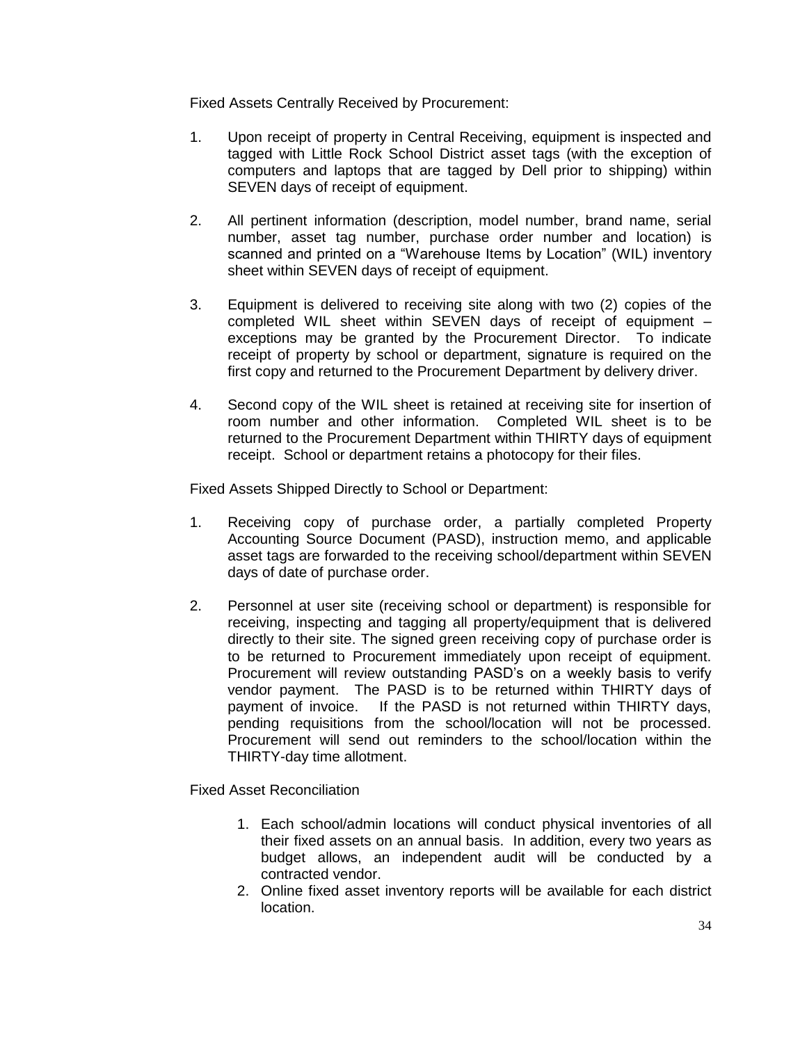Fixed Assets Centrally Received by Procurement:

1. Upon receipt of property in Central Receiving, equipment is inspected and tagged with Little Rock School District asset tags (with the exception of computers and laptops that are tagged by Dell prior to shipping) within SEVEN days of receipt of equipment.

2. All pertinent information (description, model number, brand name, serial number, asset tag number, purchase order number and location) is scanned and printed on a "Warehouse Items by Location" (WIL) inventory sheet within SEVEN days of receipt of equipment.

3. Equipment is delivered to receiving site along with two (2) copies of the completed WIL sheet within SEVEN days of receipt of equipment – exceptions may be granted by the Procurement Director. To indicate receipt of property by school or department, signature is required on the first copy and returned to the Procurement Department by delivery driver.

4. Second copy of the WIL sheet is retained at receiving site for insertion of room number and other information. Completed WIL sheet is to be returned to the Procurement Department within THIRTY days of equipment receipt. School or department retains a photocopy for their files.

Fixed Assets Shipped Directly to School or Department:

1. Receiving copy of purchase order, a partially completed Property Accounting Source Document (PASD), instruction memo, and applicable asset tags are forwarded to the receiving school/department within SEVEN days of date of purchase order.

2. Personnel at user site (receiving school or department) is responsible for receiving, inspecting and tagging all property/equipment that is delivered directly to their site. The signed green receiving copy of purchase order is to be returned to Procurement immediately upon receipt of equipment. Procurement will review outstanding PASD's on a weekly basis to verify vendor payment. The PASD is to be returned within THIRTY days of payment of invoice. If the PASD is not returned within THIRTY days, pending requisitions from the school/location will not be processed. Procurement will send out reminders to the school/location within the THIRTY-day time allotment.

Fixed Asset Reconciliation

1. Each school/admin locations will conduct physical inventories of all their fixed assets on an annual basis. In addition, every two years as budget allows, an independent audit will be conducted by a contracted vendor.
2. Online fixed asset inventory reports will be available for each district location.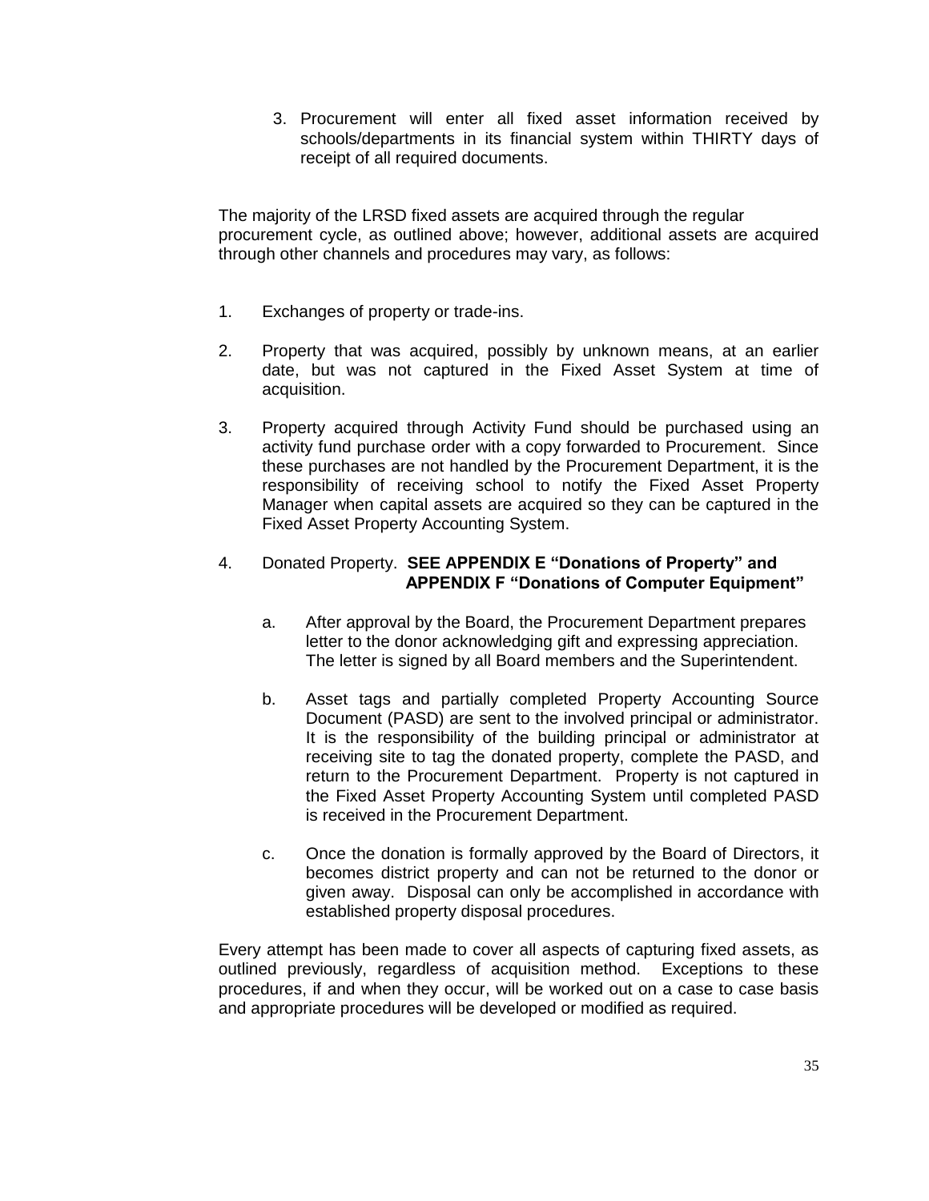3. Procurement will enter all fixed asset information received by schools/departments in its financial system within THIRTY days of receipt of all required documents.

The majority of the LRSD fixed assets are acquired through the regular procurement cycle, as outlined above; however, additional assets are acquired through other channels and procedures may vary, as follows:

1. Exchanges of property or trade-ins.

2. Property that was acquired, possibly by unknown means, at an earlier date, but was not captured in the Fixed Asset System at time of acquisition.

3. Property acquired through Activity Fund should be purchased using an activity fund purchase order with a copy forwarded to Procurement. Since these purchases are not handled by the Procurement Department, it is the responsibility of receiving school to notify the Fixed Asset Property Manager when capital assets are acquired so they can be captured in the Fixed Asset Property Accounting System.

4. Donated Property. **SEE APPENDIX E "Donations of Property" and APPENDIX F "Donations of Computer Equipment"**

   a. After approval by the Board, the Procurement Department prepares letter to the donor acknowledging gift and expressing appreciation. The letter is signed by all Board members and the Superintendent.

   b. Asset tags and partially completed Property Accounting Source Document (PASD) are sent to the involved principal or administrator. It is the responsibility of the building principal or administrator at receiving site to tag the donated property, complete the PASD, and return to the Procurement Department. Property is not captured in the Fixed Asset Property Accounting System until completed PASD is received in the Procurement Department.

   c. Once the donation is formally approved by the Board of Directors, it becomes district property and can not be returned to the donor or given away. Disposal can only be accomplished in accordance with established property disposal procedures.

Every attempt has been made to cover all aspects of capturing fixed assets, as outlined previously, regardless of acquisition method. Exceptions to these procedures, if and when they occur, will be worked out on a case to case basis and appropriate procedures will be developed or modified as required.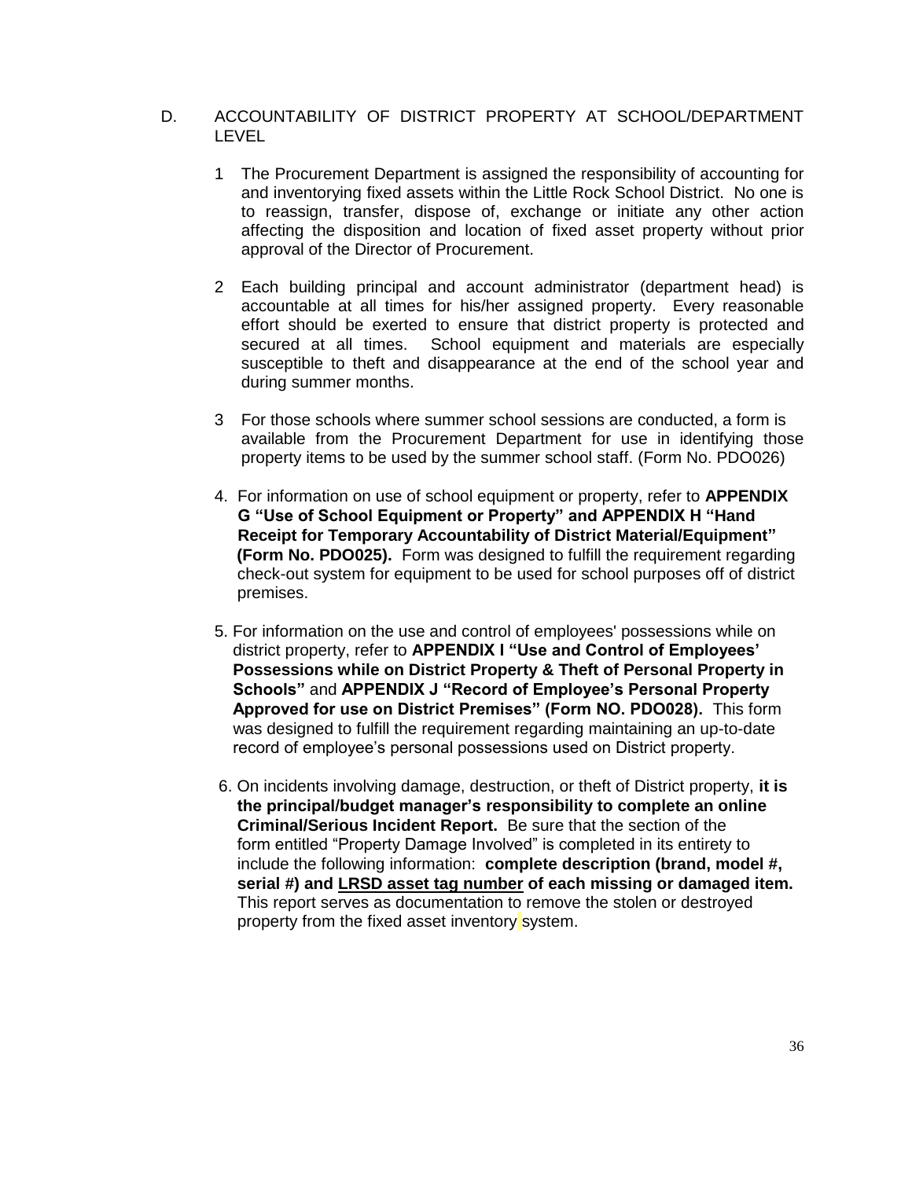## D. ACCOUNTABILITY OF DISTRICT PROPERTY AT SCHOOL/DEPARTMENT LEVEL

1 The Procurement Department is assigned the responsibility of accounting for and inventorying fixed assets within the Little Rock School District. No one is to reassign, transfer, dispose of, exchange or initiate any other action affecting the disposition and location of fixed asset property without prior approval of the Director of Procurement.

2 Each building principal and account administrator (department head) is accountable at all times for his/her assigned property. Every reasonable effort should be exerted to ensure that district property is protected and secured at all times. School equipment and materials are especially susceptible to theft and disappearance at the end of the school year and during summer months.

3 For those schools where summer school sessions are conducted, a form is available from the Procurement Department for use in identifying those property items to be used by the summer school staff. (Form No. PDO026)

4. For information on use of school equipment or property, refer to **APPENDIX G "Use of School Equipment or Property" and APPENDIX H "Hand Receipt for Temporary Accountability of District Material/Equipment" (Form No. PDO025).** Form was designed to fulfill the requirement regarding check-out system for equipment to be used for school purposes off of district premises.

5. For information on the use and control of employees' possessions while on district property, refer to **APPENDIX I "Use and Control of Employees' Possessions while on District Property & Theft of Personal Property in Schools"** and **APPENDIX J "Record of Employee's Personal Property Approved for use on District Premises" (Form NO. PDO028).** This form was designed to fulfill the requirement regarding maintaining an up-to-date record of employee's personal possessions used on District property.

6. On incidents involving damage, destruction, or theft of District property, **it is the principal/budget manager's responsibility to complete an online Criminal/Serious Incident Report.** Be sure that the section of the form entitled "Property Damage Involved" is completed in its entirety to include the following information: **complete description (brand, model #, serial #) and <u>LRSD asset tag number</u> of each missing or damaged item.** This report serves as documentation to remove the stolen or destroyed property from the fixed asset inventory system.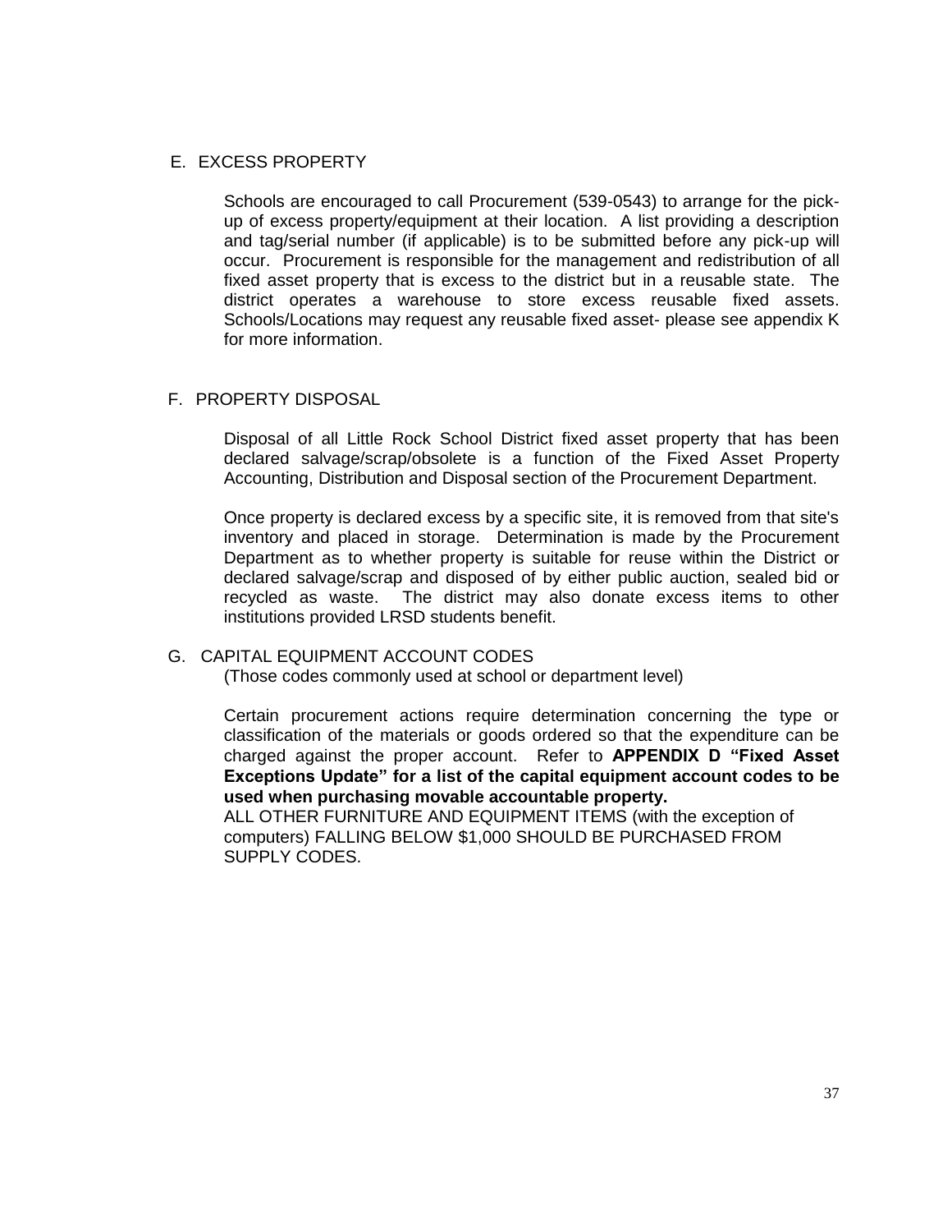## E. EXCESS PROPERTY

Schools are encouraged to call Procurement (539-0543) to arrange for the pick-up of excess property/equipment at their location. A list providing a description and tag/serial number (if applicable) is to be submitted before any pick-up will occur. Procurement is responsible for the management and redistribution of all fixed asset property that is excess to the district but in a reusable state. The district operates a warehouse to store excess reusable fixed assets. Schools/Locations may request any reusable fixed asset- please see appendix K for more information.

## F. PROPERTY DISPOSAL

Disposal of all Little Rock School District fixed asset property that has been declared salvage/scrap/obsolete is a function of the Fixed Asset Property Accounting, Distribution and Disposal section of the Procurement Department.

Once property is declared excess by a specific site, it is removed from that site's inventory and placed in storage. Determination is made by the Procurement Department as to whether property is suitable for reuse within the District or declared salvage/scrap and disposed of by either public auction, sealed bid or recycled as waste. The district may also donate excess items to other institutions provided LRSD students benefit.

## G. CAPITAL EQUIPMENT ACCOUNT CODES

(Those codes commonly used at school or department level)

Certain procurement actions require determination concerning the type or classification of the materials or goods ordered so that the expenditure can be charged against the proper account. Refer to **APPENDIX D "Fixed Asset Exceptions Update" for a list of the capital equipment account codes to be used when purchasing movable accountable property.**

ALL OTHER FURNITURE AND EQUIPMENT ITEMS (with the exception of computers) FALLING BELOW $1,000 SHOULD BE PURCHASED FROM SUPPLY CODES.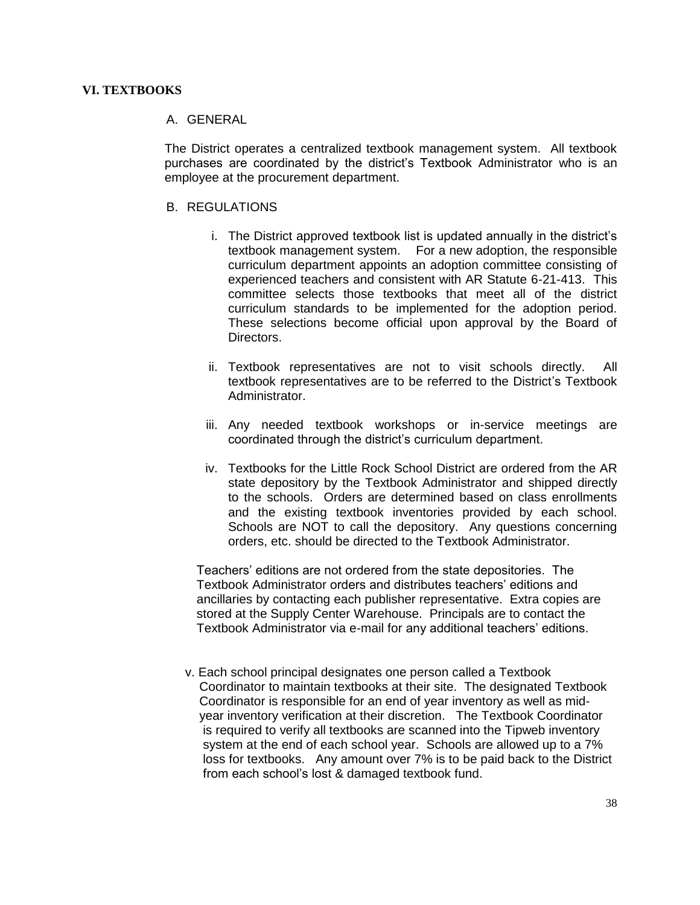## VI. TEXTBOOKS

### A. GENERAL

The District operates a centralized textbook management system. All textbook purchases are coordinated by the district's Textbook Administrator who is an employee at the procurement department.

### B. REGULATIONS

i. The District approved textbook list is updated annually in the district's textbook management system. For a new adoption, the responsible curriculum department appoints an adoption committee consisting of experienced teachers and consistent with AR Statute 6-21-413. This committee selects those textbooks that meet all of the district curriculum standards to be implemented for the adoption period. These selections become official upon approval by the Board of Directors.

ii. Textbook representatives are not to visit schools directly. All textbook representatives are to be referred to the District's Textbook Administrator.

iii. Any needed textbook workshops or in-service meetings are coordinated through the district's curriculum department.

iv. Textbooks for the Little Rock School District are ordered from the AR state depository by the Textbook Administrator and shipped directly to the schools. Orders are determined based on class enrollments and the existing textbook inventories provided by each school. Schools are NOT to call the depository. Any questions concerning orders, etc. should be directed to the Textbook Administrator.

Teachers' editions are not ordered from the state depositories. The Textbook Administrator orders and distributes teachers' editions and ancillaries by contacting each publisher representative. Extra copies are stored at the Supply Center Warehouse. Principals are to contact the Textbook Administrator via e-mail for any additional teachers' editions.

v. Each school principal designates one person called a Textbook Coordinator to maintain textbooks at their site. The designated Textbook Coordinator is responsible for an end of year inventory as well as mid-year inventory verification at their discretion. The Textbook Coordinator is required to verify all textbooks are scanned into the Tipweb inventory system at the end of each school year. Schools are allowed up to a 7% loss for textbooks. Any amount over 7% is to be paid back to the District from each school's lost & damaged textbook fund.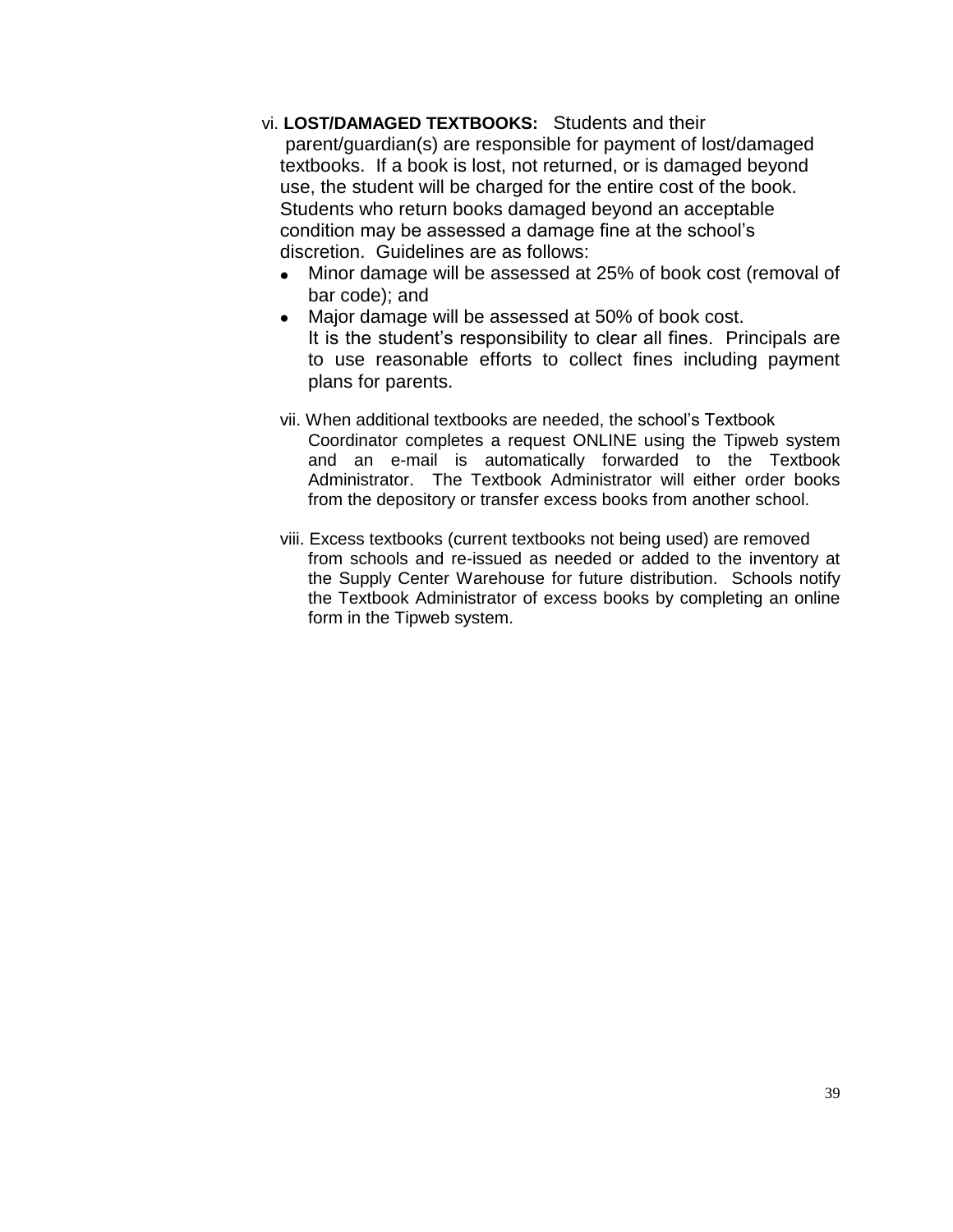vi. **LOST/DAMAGED TEXTBOOKS:** Students and their parent/guardian(s) are responsible for payment of lost/damaged textbooks. If a book is lost, not returned, or is damaged beyond use, the student will be charged for the entire cost of the book. Students who return books damaged beyond an acceptable condition may be assessed a damage fine at the school's discretion. Guidelines are as follows:

- Minor damage will be assessed at 25% of book cost (removal of bar code); and
- Major damage will be assessed at 50% of book cost.
  It is the student's responsibility to clear all fines. Principals are to use reasonable efforts to collect fines including payment plans for parents.

vii. When additional textbooks are needed, the school's Textbook Coordinator completes a request ONLINE using the Tipweb system and an e-mail is automatically forwarded to the Textbook Administrator. The Textbook Administrator will either order books from the depository or transfer excess books from another school.

viii. Excess textbooks (current textbooks not being used) are removed from schools and re-issued as needed or added to the inventory at the Supply Center Warehouse for future distribution. Schools notify the Textbook Administrator of excess books by completing an online form in the Tipweb system.